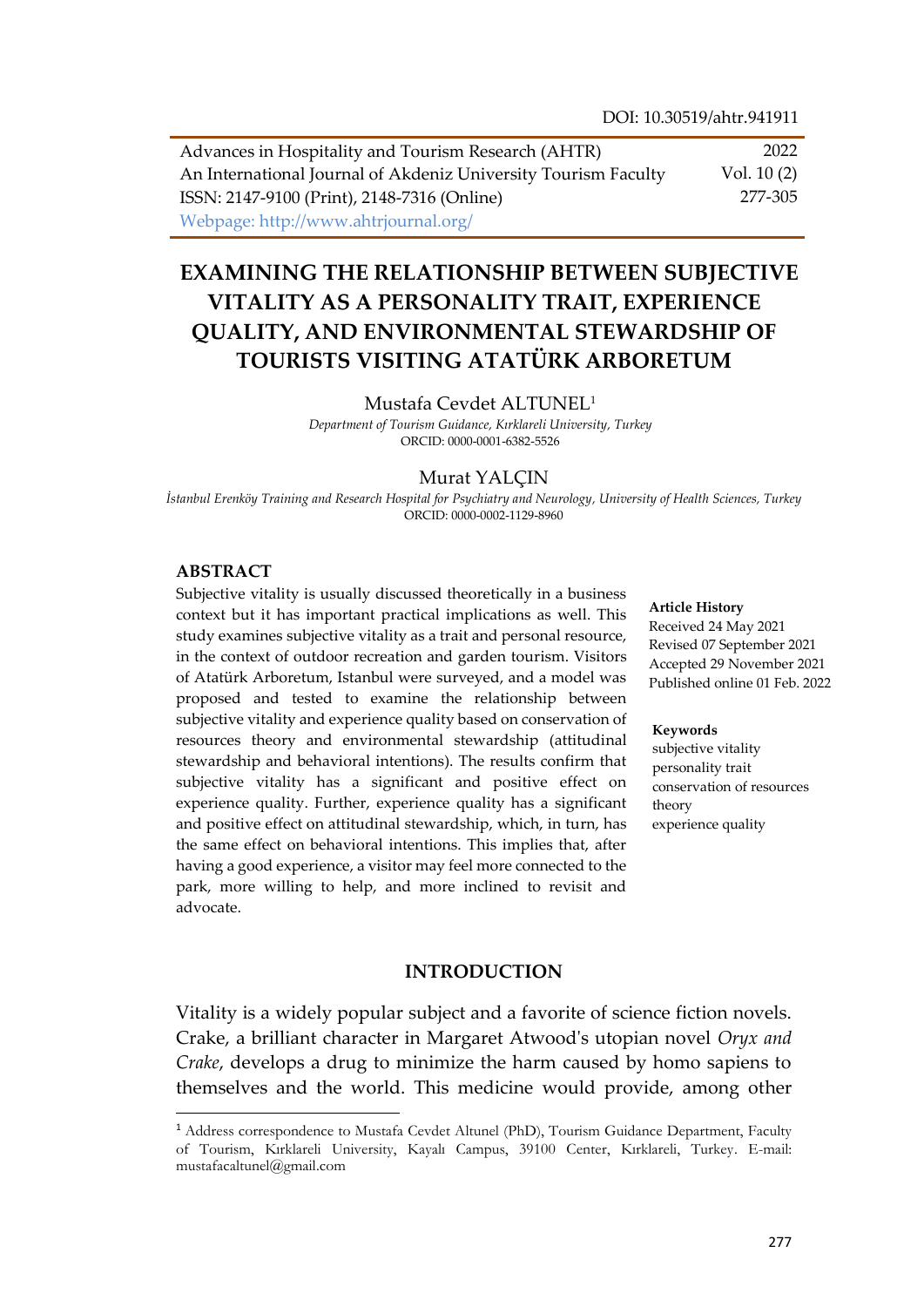DOI: 10.30519/ahtr.941911

| Advances in Hospitality and Tourism Research (AHTR) | 2022 |
|---|---|
| An International Journal of Akdeniz University Tourism Faculty | Vol. 10 (2) |
| ISSN: 2147-9100 (Print), 2148-7316 (Online) | 277-305 |
| Webpage: http://www.ahtrjournal.org/ | |

# EXAMINING THE RELATIONSHIP BETWEEN SUBJECTIVE VITALITY AS A PERSONALITY TRAIT, EXPERIENCE QUALITY, AND ENVIRONMENTAL STEWARDSHIP OF TOURISTS VISITING ATATÜRK ARBORETUM

Mustafa Cevdet ALTUNEL[1]

*Department of Tourism Guidance, Kırklareli University, Turkey*
ORCID: 0000-0001-6382-5526

Murat YALÇIN

*İstanbul Erenköy Training and Research Hospital for Psychiatry and Neurology, University of Health Sciences, Turkey*
ORCID: 0000-0002-1129-8960

## ABSTRACT

Subjective vitality is usually discussed theoretically in a business context but it has important practical implications as well. This study examines subjective vitality as a trait and personal resource, in the context of outdoor recreation and garden tourism. Visitors of Atatürk Arboretum, Istanbul were surveyed, and a model was proposed and tested to examine the relationship between subjective vitality and experience quality based on conservation of resources theory and environmental stewardship (attitudinal stewardship and behavioral intentions). The results confirm that subjective vitality has a significant and positive effect on experience quality. Further, experience quality has a significant and positive effect on attitudinal stewardship, which, in turn, has the same effect on behavioral intentions. This implies that, after having a good experience, a visitor may feel more connected to the park, more willing to help, and more inclined to revisit and advocate.

**Article History**
Received 24 May 2021
Revised 07 September 2021
Accepted 29 November 2021
Published online 01 Feb. 2022

**Keywords**
subjective vitality
personality trait
conservation of resources theory
experience quality

## INTRODUCTION

Vitality is a widely popular subject and a favorite of science fiction novels. Crake, a brilliant character in Margaret Atwood's utopian novel *Oryx and Crake*, develops a drug to minimize the harm caused by homo sapiens to themselves and the world. This medicine would provide, among other

[1] Address correspondence to Mustafa Cevdet Altunel (PhD), Tourism Guidance Department, Faculty of Tourism, Kırklareli University, Kayalı Campus, 39100 Center, Kırklareli, Turkey. E-mail: mustafacaltunel@gmail.com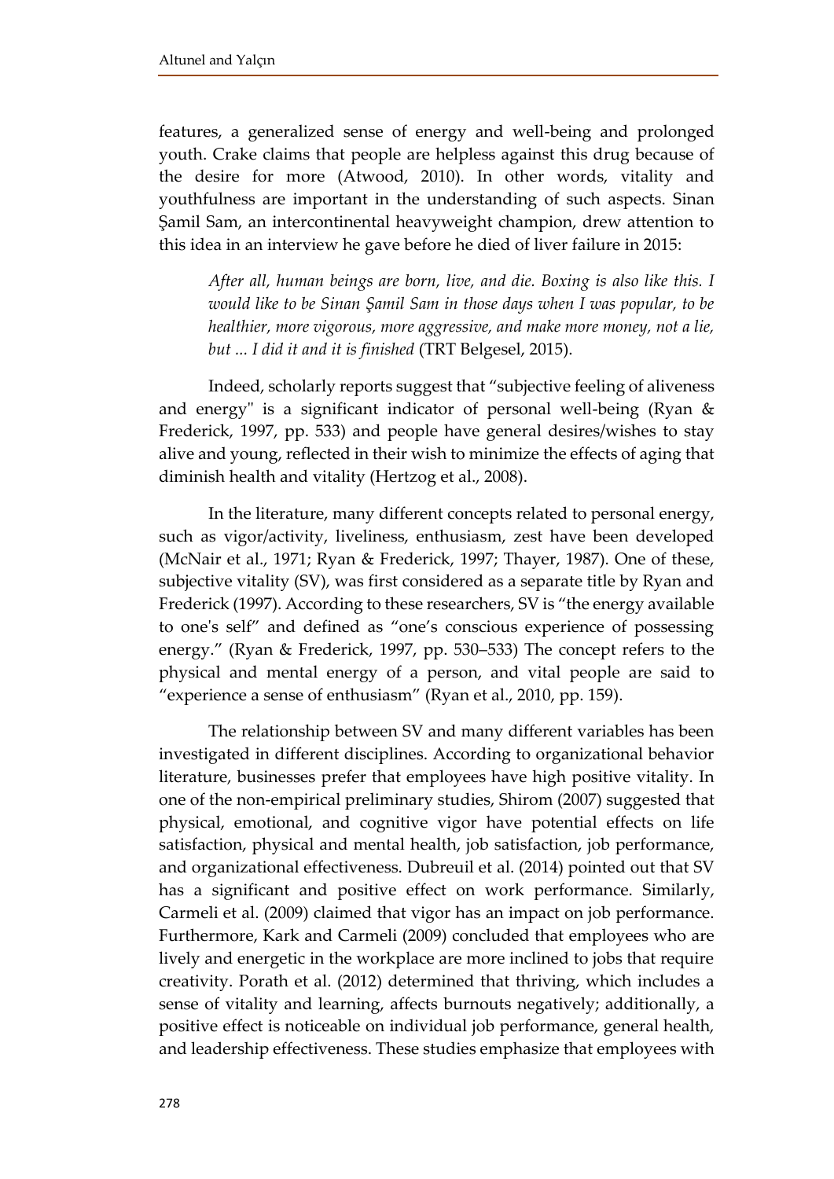features, a generalized sense of energy and well-being and prolonged youth. Crake claims that people are helpless against this drug because of the desire for more (Atwood, 2010). In other words, vitality and youthfulness are important in the understanding of such aspects. Sinan Şamil Sam, an intercontinental heavyweight champion, drew attention to this idea in an interview he gave before he died of liver failure in 2015:

> *After all, human beings are born, live, and die. Boxing is also like this. I would like to be Sinan Şamil Sam in those days when I was popular, to be healthier, more vigorous, more aggressive, and make more money, not a lie, but ... I did it and it is finished* (TRT Belgesel, 2015).

Indeed, scholarly reports suggest that "subjective feeling of aliveness and energy" is a significant indicator of personal well-being (Ryan & Frederick, 1997, pp. 533) and people have general desires/wishes to stay alive and young, reflected in their wish to minimize the effects of aging that diminish health and vitality (Hertzog et al., 2008).

In the literature, many different concepts related to personal energy, such as vigor/activity, liveliness, enthusiasm, zest have been developed (McNair et al., 1971; Ryan & Frederick, 1997; Thayer, 1987). One of these, subjective vitality (SV), was first considered as a separate title by Ryan and Frederick (1997). According to these researchers, SV is "the energy available to one's self" and defined as "one's conscious experience of possessing energy." (Ryan & Frederick, 1997, pp. 530–533) The concept refers to the physical and mental energy of a person, and vital people are said to "experience a sense of enthusiasm" (Ryan et al., 2010, pp. 159).

The relationship between SV and many different variables has been investigated in different disciplines. According to organizational behavior literature, businesses prefer that employees have high positive vitality. In one of the non-empirical preliminary studies, Shirom (2007) suggested that physical, emotional, and cognitive vigor have potential effects on life satisfaction, physical and mental health, job satisfaction, job performance, and organizational effectiveness. Dubreuil et al. (2014) pointed out that SV has a significant and positive effect on work performance. Similarly, Carmeli et al. (2009) claimed that vigor has an impact on job performance. Furthermore, Kark and Carmeli (2009) concluded that employees who are lively and energetic in the workplace are more inclined to jobs that require creativity. Porath et al. (2012) determined that thriving, which includes a sense of vitality and learning, affects burnouts negatively; additionally, a positive effect is noticeable on individual job performance, general health, and leadership effectiveness. These studies emphasize that employees with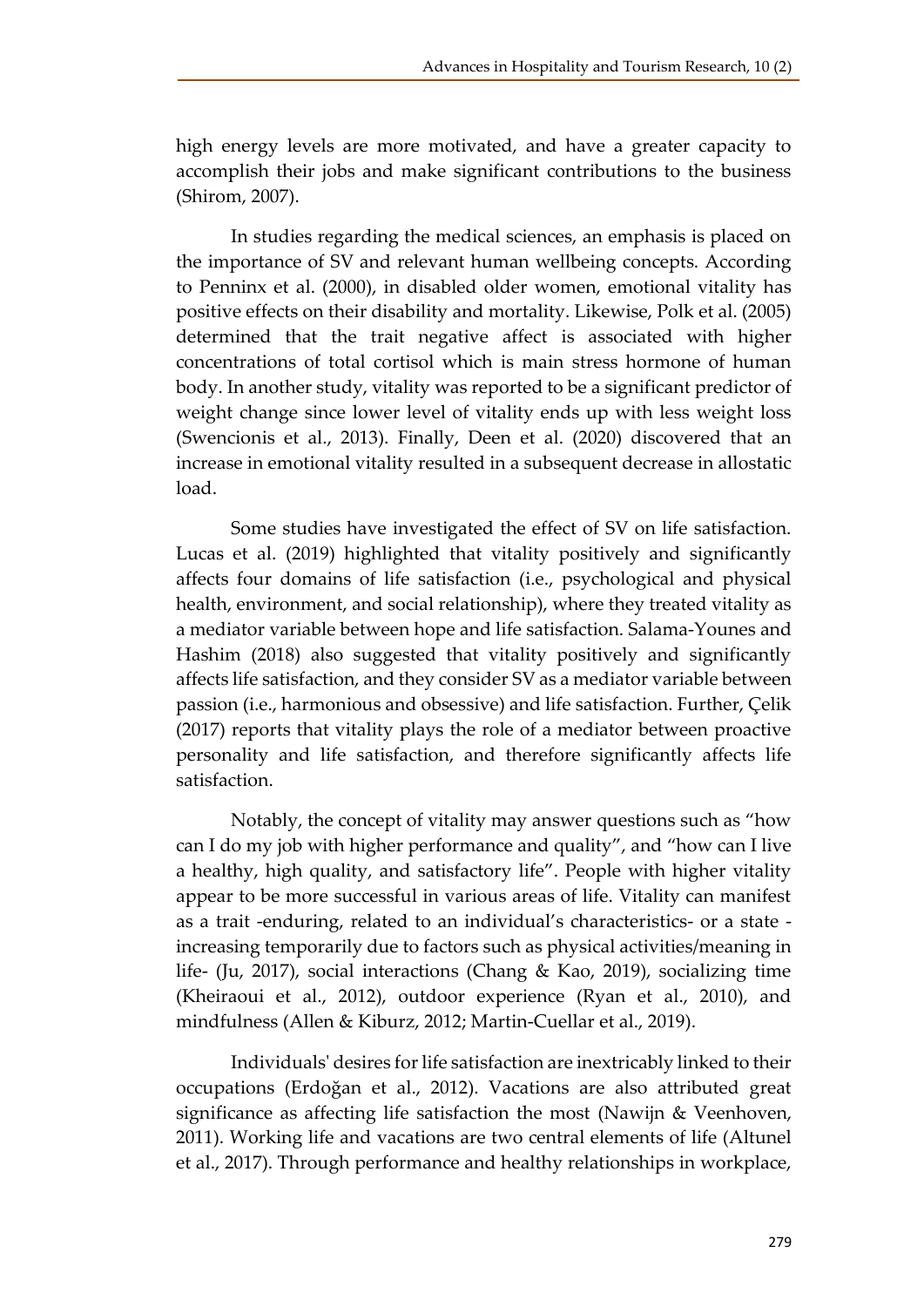high energy levels are more motivated, and have a greater capacity to accomplish their jobs and make significant contributions to the business (Shirom, 2007).

In studies regarding the medical sciences, an emphasis is placed on the importance of SV and relevant human wellbeing concepts. According to Penninx et al. (2000), in disabled older women, emotional vitality has positive effects on their disability and mortality. Likewise, Polk et al. (2005) determined that the trait negative affect is associated with higher concentrations of total cortisol which is main stress hormone of human body. In another study, vitality was reported to be a significant predictor of weight change since lower level of vitality ends up with less weight loss (Swencionis et al., 2013). Finally, Deen et al. (2020) discovered that an increase in emotional vitality resulted in a subsequent decrease in allostatic load.

Some studies have investigated the effect of SV on life satisfaction. Lucas et al. (2019) highlighted that vitality positively and significantly affects four domains of life satisfaction (i.e., psychological and physical health, environment, and social relationship), where they treated vitality as a mediator variable between hope and life satisfaction. Salama-Younes and Hashim (2018) also suggested that vitality positively and significantly affects life satisfaction, and they consider SV as a mediator variable between passion (i.e., harmonious and obsessive) and life satisfaction. Further, Çelik (2017) reports that vitality plays the role of a mediator between proactive personality and life satisfaction, and therefore significantly affects life satisfaction.

Notably, the concept of vitality may answer questions such as "how can I do my job with higher performance and quality", and "how can I live a healthy, high quality, and satisfactory life". People with higher vitality appear to be more successful in various areas of life. Vitality can manifest as a trait -enduring, related to an individual's characteristics- or a state -increasing temporarily due to factors such as physical activities/meaning in life- (Ju, 2017), social interactions (Chang & Kao, 2019), socializing time (Kheiraoui et al., 2012), outdoor experience (Ryan et al., 2010), and mindfulness (Allen & Kiburz, 2012; Martin-Cuellar et al., 2019).

Individuals' desires for life satisfaction are inextricably linked to their occupations (Erdoğan et al., 2012). Vacations are also attributed great significance as affecting life satisfaction the most (Nawijn & Veenhoven, 2011). Working life and vacations are two central elements of life (Altunel et al., 2017). Through performance and healthy relationships in workplace,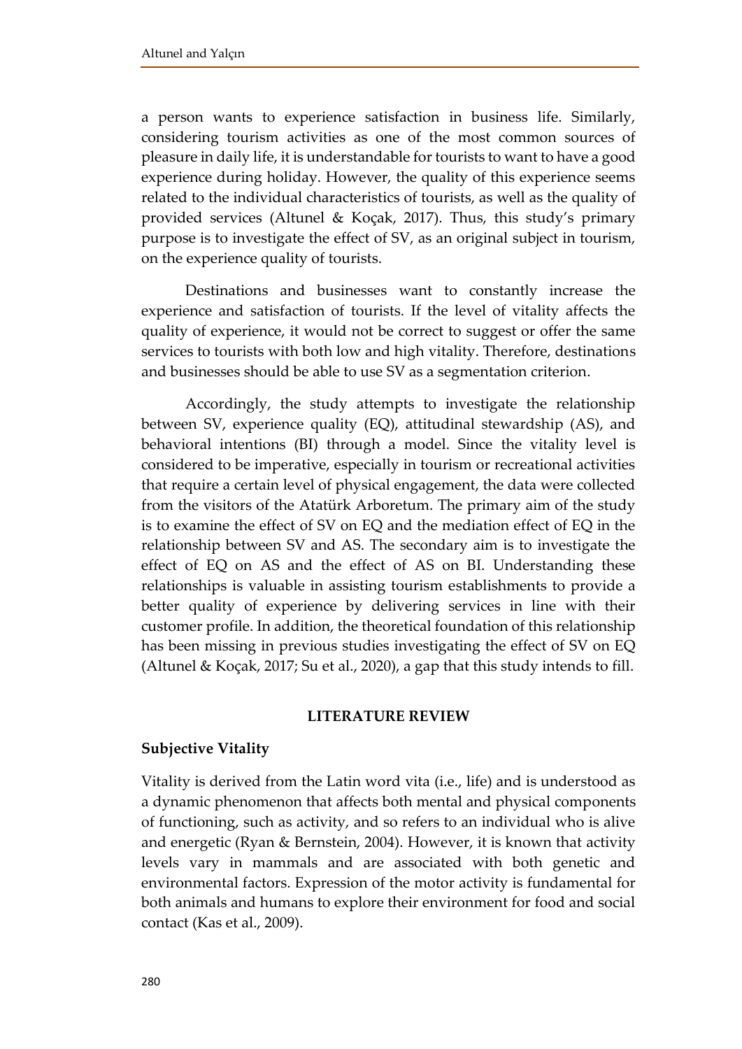a person wants to experience satisfaction in business life. Similarly, considering tourism activities as one of the most common sources of pleasure in daily life, it is understandable for tourists to want to have a good experience during holiday. However, the quality of this experience seems related to the individual characteristics of tourists, as well as the quality of provided services (Altunel & Koçak, 2017). Thus, this study's primary purpose is to investigate the effect of SV, as an original subject in tourism, on the experience quality of tourists.

Destinations and businesses want to constantly increase the experience and satisfaction of tourists. If the level of vitality affects the quality of experience, it would not be correct to suggest or offer the same services to tourists with both low and high vitality. Therefore, destinations and businesses should be able to use SV as a segmentation criterion.

Accordingly, the study attempts to investigate the relationship between SV, experience quality (EQ), attitudinal stewardship (AS), and behavioral intentions (BI) through a model. Since the vitality level is considered to be imperative, especially in tourism or recreational activities that require a certain level of physical engagement, the data were collected from the visitors of the Atatürk Arboretum. The primary aim of the study is to examine the effect of SV on EQ and the mediation effect of EQ in the relationship between SV and AS. The secondary aim is to investigate the effect of EQ on AS and the effect of AS on BI. Understanding these relationships is valuable in assisting tourism establishments to provide a better quality of experience by delivering services in line with their customer profile. In addition, the theoretical foundation of this relationship has been missing in previous studies investigating the effect of SV on EQ (Altunel & Koçak, 2017; Su et al., 2020), a gap that this study intends to fill.

## LITERATURE REVIEW

### Subjective Vitality

Vitality is derived from the Latin word vita (i.e., life) and is understood as a dynamic phenomenon that affects both mental and physical components of functioning, such as activity, and so refers to an individual who is alive and energetic (Ryan & Bernstein, 2004). However, it is known that activity levels vary in mammals and are associated with both genetic and environmental factors. Expression of the motor activity is fundamental for both animals and humans to explore their environment for food and social contact (Kas et al., 2009).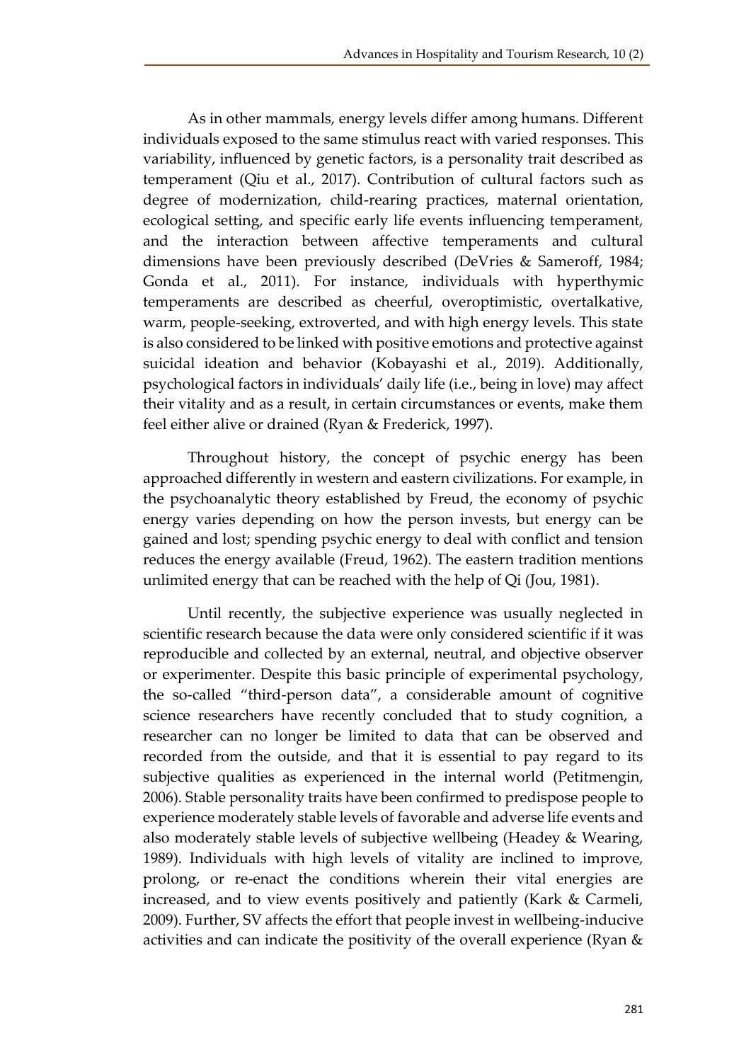As in other mammals, energy levels differ among humans. Different individuals exposed to the same stimulus react with varied responses. This variability, influenced by genetic factors, is a personality trait described as temperament (Qiu et al., 2017). Contribution of cultural factors such as degree of modernization, child-rearing practices, maternal orientation, ecological setting, and specific early life events influencing temperament, and the interaction between affective temperaments and cultural dimensions have been previously described (DeVries & Sameroff, 1984; Gonda et al., 2011). For instance, individuals with hyperthymic temperaments are described as cheerful, overoptimistic, overtalkative, warm, people-seeking, extroverted, and with high energy levels. This state is also considered to be linked with positive emotions and protective against suicidal ideation and behavior (Kobayashi et al., 2019). Additionally, psychological factors in individuals' daily life (i.e., being in love) may affect their vitality and as a result, in certain circumstances or events, make them feel either alive or drained (Ryan & Frederick, 1997).

Throughout history, the concept of psychic energy has been approached differently in western and eastern civilizations. For example, in the psychoanalytic theory established by Freud, the economy of psychic energy varies depending on how the person invests, but energy can be gained and lost; spending psychic energy to deal with conflict and tension reduces the energy available (Freud, 1962). The eastern tradition mentions unlimited energy that can be reached with the help of Qi (Jou, 1981).

Until recently, the subjective experience was usually neglected in scientific research because the data were only considered scientific if it was reproducible and collected by an external, neutral, and objective observer or experimenter. Despite this basic principle of experimental psychology, the so-called "third-person data", a considerable amount of cognitive science researchers have recently concluded that to study cognition, a researcher can no longer be limited to data that can be observed and recorded from the outside, and that it is essential to pay regard to its subjective qualities as experienced in the internal world (Petitmengin, 2006). Stable personality traits have been confirmed to predispose people to experience moderately stable levels of favorable and adverse life events and also moderately stable levels of subjective wellbeing (Headey & Wearing, 1989). Individuals with high levels of vitality are inclined to improve, prolong, or re-enact the conditions wherein their vital energies are increased, and to view events positively and patiently (Kark & Carmeli, 2009). Further, SV affects the effort that people invest in wellbeing-inducive activities and can indicate the positivity of the overall experience (Ryan &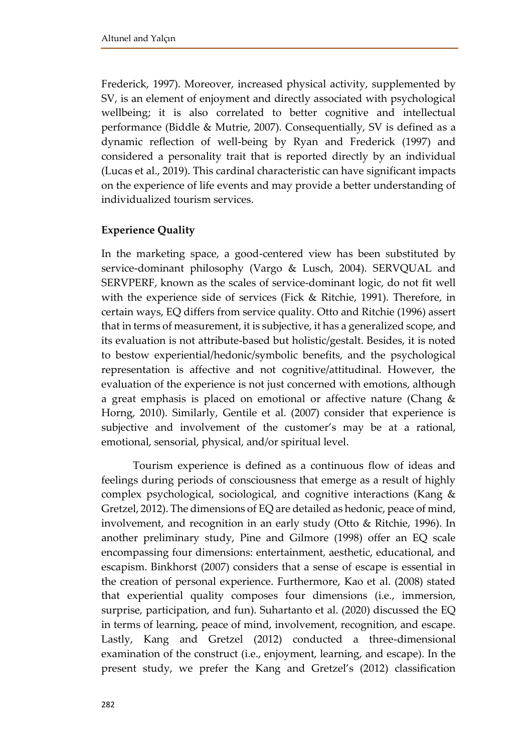Frederick, 1997). Moreover, increased physical activity, supplemented by SV, is an element of enjoyment and directly associated with psychological wellbeing; it is also correlated to better cognitive and intellectual performance (Biddle & Mutrie, 2007). Consequentially, SV is defined as a dynamic reflection of well-being by Ryan and Frederick (1997) and considered a personality trait that is reported directly by an individual (Lucas et al., 2019). This cardinal characteristic can have significant impacts on the experience of life events and may provide a better understanding of individualized tourism services.

**Experience Quality**

In the marketing space, a good-centered view has been substituted by service-dominant philosophy (Vargo & Lusch, 2004). SERVQUAL and SERVPERF, known as the scales of service-dominant logic, do not fit well with the experience side of services (Fick & Ritchie, 1991). Therefore, in certain ways, EQ differs from service quality. Otto and Ritchie (1996) assert that in terms of measurement, it is subjective, it has a generalized scope, and its evaluation is not attribute-based but holistic/gestalt. Besides, it is noted to bestow experiential/hedonic/symbolic benefits, and the psychological representation is affective and not cognitive/attitudinal. However, the evaluation of the experience is not just concerned with emotions, although a great emphasis is placed on emotional or affective nature (Chang & Horng, 2010). Similarly, Gentile et al. (2007) consider that experience is subjective and involvement of the customer's may be at a rational, emotional, sensorial, physical, and/or spiritual level.

Tourism experience is defined as a continuous flow of ideas and feelings during periods of consciousness that emerge as a result of highly complex psychological, sociological, and cognitive interactions (Kang & Gretzel, 2012). The dimensions of EQ are detailed as hedonic, peace of mind, involvement, and recognition in an early study (Otto & Ritchie, 1996). In another preliminary study, Pine and Gilmore (1998) offer an EQ scale encompassing four dimensions: entertainment, aesthetic, educational, and escapism. Binkhorst (2007) considers that a sense of escape is essential in the creation of personal experience. Furthermore, Kao et al. (2008) stated that experiential quality composes four dimensions (i.e., immersion, surprise, participation, and fun). Suhartanto et al. (2020) discussed the EQ in terms of learning, peace of mind, involvement, recognition, and escape. Lastly, Kang and Gretzel (2012) conducted a three-dimensional examination of the construct (i.e., enjoyment, learning, and escape). In the present study, we prefer the Kang and Gretzel's (2012) classification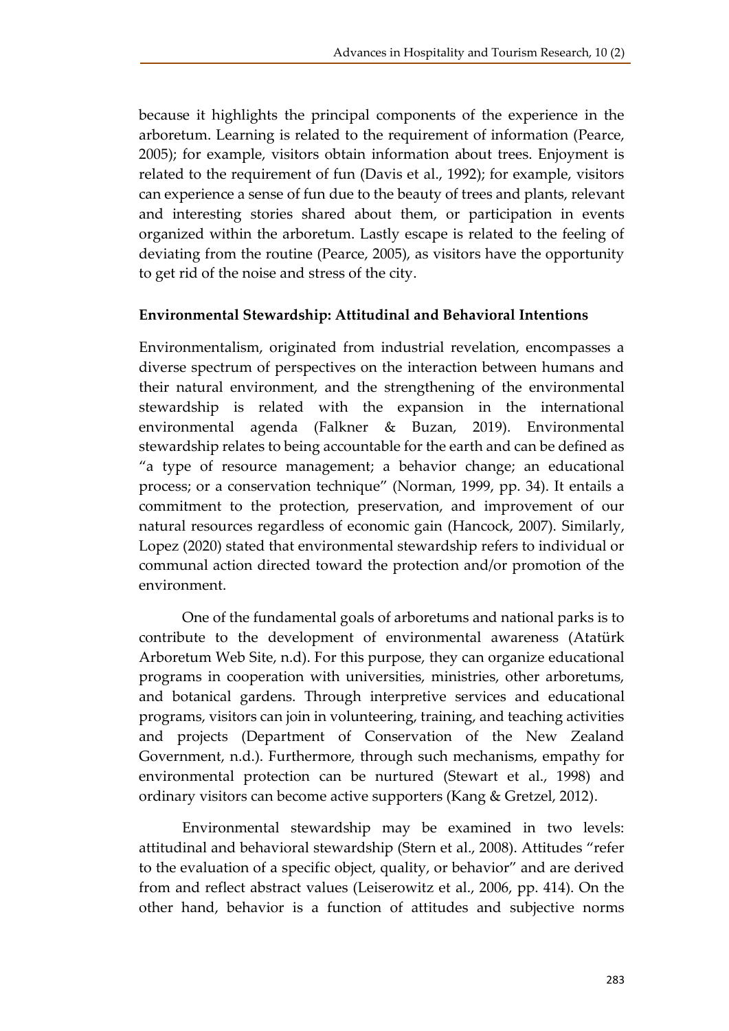because it highlights the principal components of the experience in the arboretum. Learning is related to the requirement of information (Pearce, 2005); for example, visitors obtain information about trees. Enjoyment is related to the requirement of fun (Davis et al., 1992); for example, visitors can experience a sense of fun due to the beauty of trees and plants, relevant and interesting stories shared about them, or participation in events organized within the arboretum. Lastly escape is related to the feeling of deviating from the routine (Pearce, 2005), as visitors have the opportunity to get rid of the noise and stress of the city.

## Environmental Stewardship: Attitudinal and Behavioral Intentions

Environmentalism, originated from industrial revelation, encompasses a diverse spectrum of perspectives on the interaction between humans and their natural environment, and the strengthening of the environmental stewardship is related with the expansion in the international environmental agenda (Falkner & Buzan, 2019). Environmental stewardship relates to being accountable for the earth and can be defined as "a type of resource management; a behavior change; an educational process; or a conservation technique" (Norman, 1999, pp. 34). It entails a commitment to the protection, preservation, and improvement of our natural resources regardless of economic gain (Hancock, 2007). Similarly, Lopez (2020) stated that environmental stewardship refers to individual or communal action directed toward the protection and/or promotion of the environment.

One of the fundamental goals of arboretums and national parks is to contribute to the development of environmental awareness (Atatürk Arboretum Web Site, n.d). For this purpose, they can organize educational programs in cooperation with universities, ministries, other arboretums, and botanical gardens. Through interpretive services and educational programs, visitors can join in volunteering, training, and teaching activities and projects (Department of Conservation of the New Zealand Government, n.d.). Furthermore, through such mechanisms, empathy for environmental protection can be nurtured (Stewart et al., 1998) and ordinary visitors can become active supporters (Kang & Gretzel, 2012).

Environmental stewardship may be examined in two levels: attitudinal and behavioral stewardship (Stern et al., 2008). Attitudes "refer to the evaluation of a specific object, quality, or behavior" and are derived from and reflect abstract values (Leiserowitz et al., 2006, pp. 414). On the other hand, behavior is a function of attitudes and subjective norms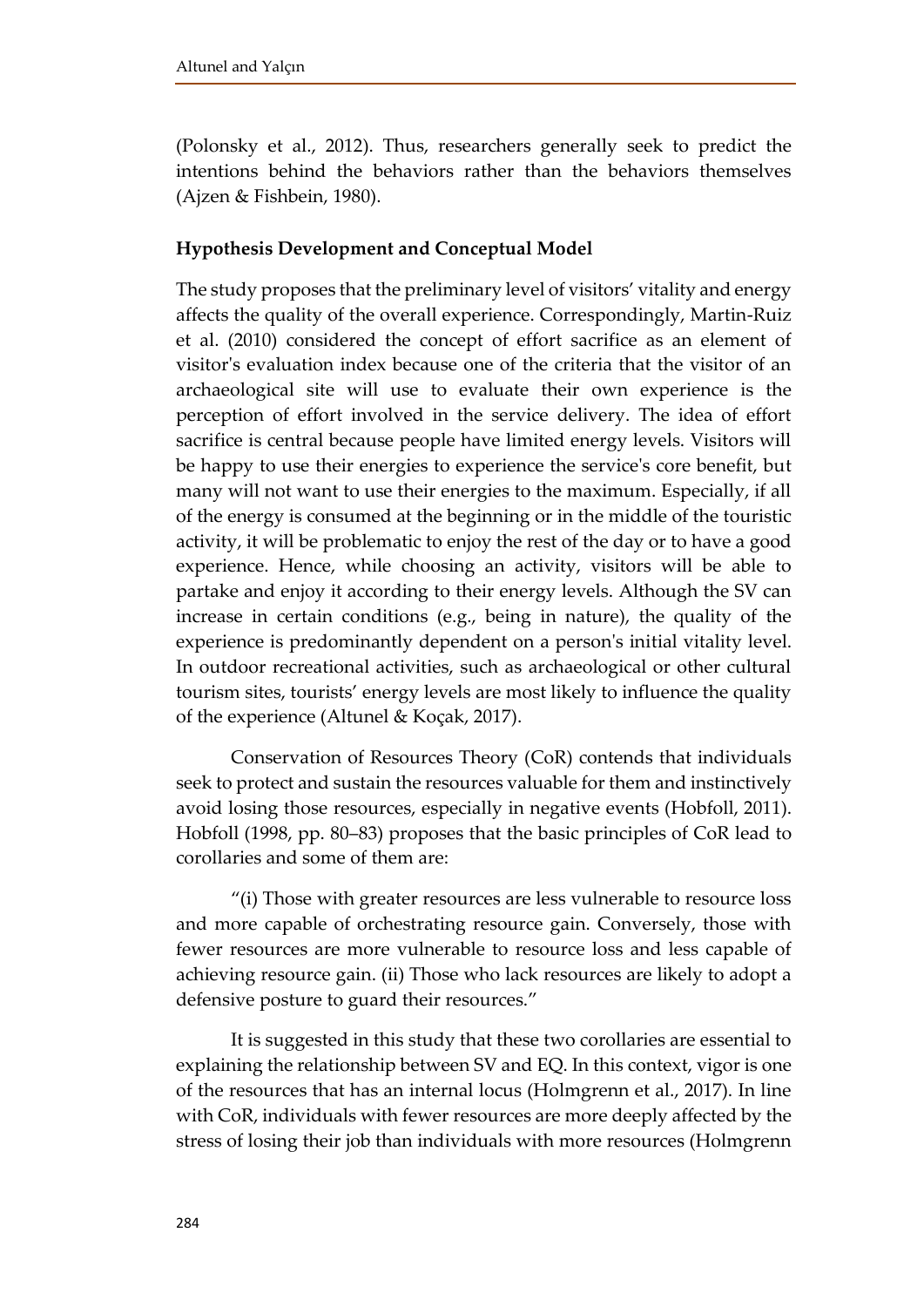(Polonsky et al., 2012). Thus, researchers generally seek to predict the intentions behind the behaviors rather than the behaviors themselves (Ajzen & Fishbein, 1980).

### Hypothesis Development and Conceptual Model

The study proposes that the preliminary level of visitors' vitality and energy affects the quality of the overall experience. Correspondingly, Martin-Ruiz et al. (2010) considered the concept of effort sacrifice as an element of visitor's evaluation index because one of the criteria that the visitor of an archaeological site will use to evaluate their own experience is the perception of effort involved in the service delivery. The idea of effort sacrifice is central because people have limited energy levels. Visitors will be happy to use their energies to experience the service's core benefit, but many will not want to use their energies to the maximum. Especially, if all of the energy is consumed at the beginning or in the middle of the touristic activity, it will be problematic to enjoy the rest of the day or to have a good experience. Hence, while choosing an activity, visitors will be able to partake and enjoy it according to their energy levels. Although the SV can increase in certain conditions (e.g., being in nature), the quality of the experience is predominantly dependent on a person's initial vitality level. In outdoor recreational activities, such as archaeological or other cultural tourism sites, tourists' energy levels are most likely to influence the quality of the experience (Altunel & Koçak, 2017).

Conservation of Resources Theory (CoR) contends that individuals seek to protect and sustain the resources valuable for them and instinctively avoid losing those resources, especially in negative events (Hobfoll, 2011). Hobfoll (1998, pp. 80–83) proposes that the basic principles of CoR lead to corollaries and some of them are:

"(i) Those with greater resources are less vulnerable to resource loss and more capable of orchestrating resource gain. Conversely, those with fewer resources are more vulnerable to resource loss and less capable of achieving resource gain. (ii) Those who lack resources are likely to adopt a defensive posture to guard their resources."

It is suggested in this study that these two corollaries are essential to explaining the relationship between SV and EQ. In this context, vigor is one of the resources that has an internal locus (Holmgrenn et al., 2017). In line with CoR, individuals with fewer resources are more deeply affected by the stress of losing their job than individuals with more resources (Holmgrenn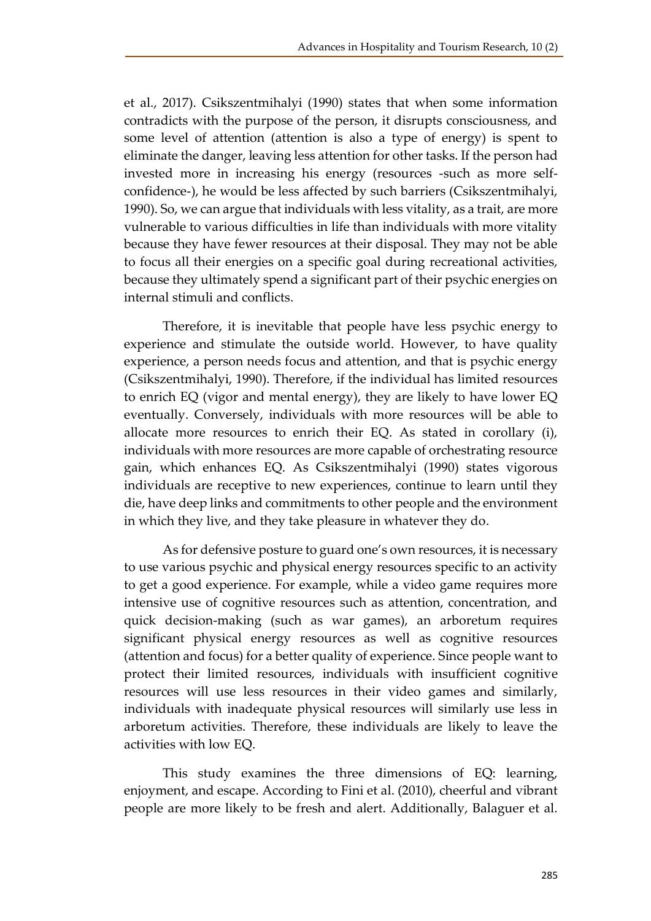et al., 2017). Csikszentmihalyi (1990) states that when some information contradicts with the purpose of the person, it disrupts consciousness, and some level of attention (attention is also a type of energy) is spent to eliminate the danger, leaving less attention for other tasks. If the person had invested more in increasing his energy (resources -such as more self-confidence-), he would be less affected by such barriers (Csikszentmihalyi, 1990). So, we can argue that individuals with less vitality, as a trait, are more vulnerable to various difficulties in life than individuals with more vitality because they have fewer resources at their disposal. They may not be able to focus all their energies on a specific goal during recreational activities, because they ultimately spend a significant part of their psychic energies on internal stimuli and conflicts.

Therefore, it is inevitable that people have less psychic energy to experience and stimulate the outside world. However, to have quality experience, a person needs focus and attention, and that is psychic energy (Csikszentmihalyi, 1990). Therefore, if the individual has limited resources to enrich EQ (vigor and mental energy), they are likely to have lower EQ eventually. Conversely, individuals with more resources will be able to allocate more resources to enrich their EQ. As stated in corollary (i), individuals with more resources are more capable of orchestrating resource gain, which enhances EQ. As Csikszentmihalyi (1990) states vigorous individuals are receptive to new experiences, continue to learn until they die, have deep links and commitments to other people and the environment in which they live, and they take pleasure in whatever they do.

As for defensive posture to guard one's own resources, it is necessary to use various psychic and physical energy resources specific to an activity to get a good experience. For example, while a video game requires more intensive use of cognitive resources such as attention, concentration, and quick decision-making (such as war games), an arboretum requires significant physical energy resources as well as cognitive resources (attention and focus) for a better quality of experience. Since people want to protect their limited resources, individuals with insufficient cognitive resources will use less resources in their video games and similarly, individuals with inadequate physical resources will similarly use less in arboretum activities. Therefore, these individuals are likely to leave the activities with low EQ.

This study examines the three dimensions of EQ: learning, enjoyment, and escape. According to Fini et al. (2010), cheerful and vibrant people are more likely to be fresh and alert. Additionally, Balaguer et al.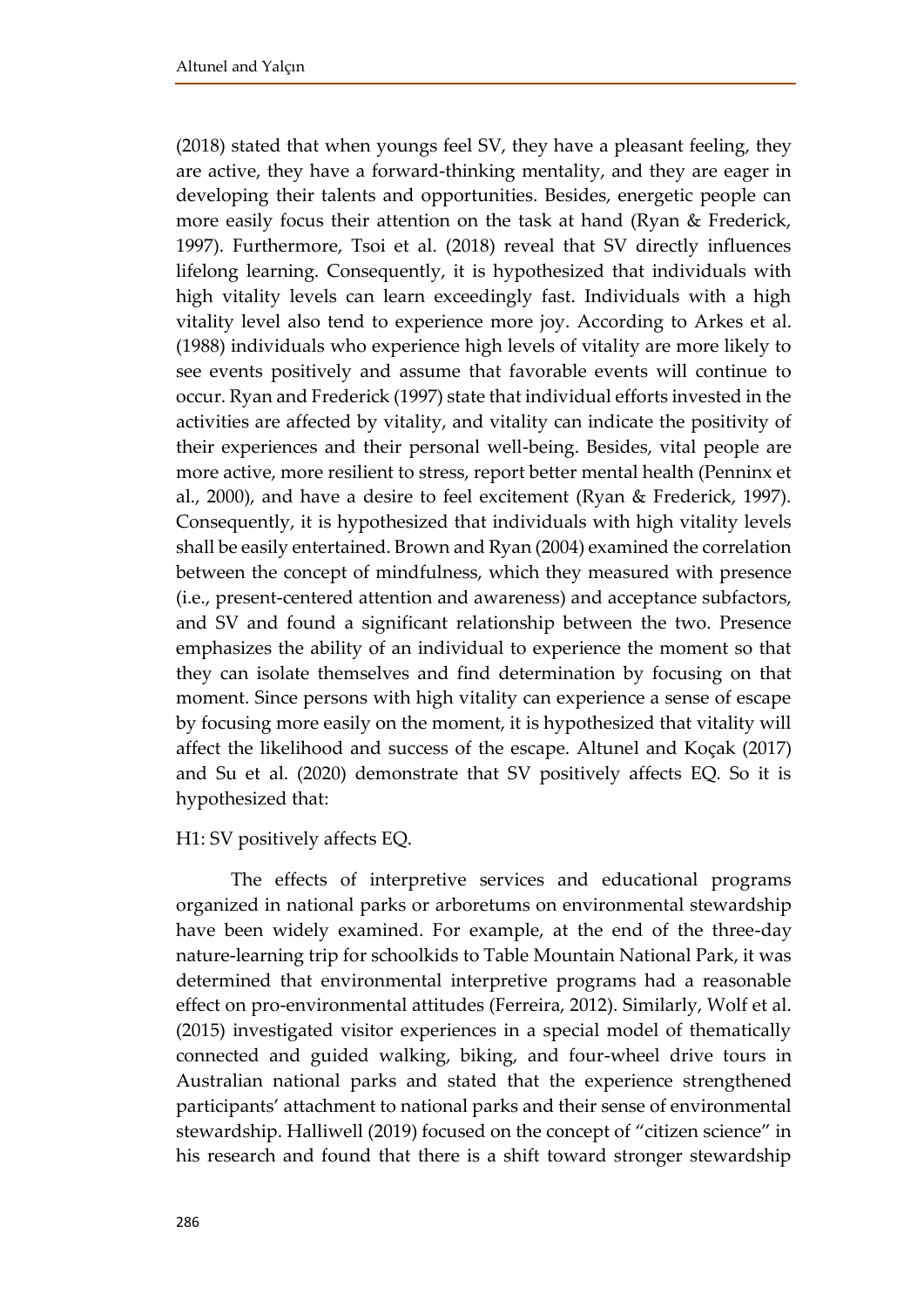(2018) stated that when youngs feel SV, they have a pleasant feeling, they are active, they have a forward-thinking mentality, and they are eager in developing their talents and opportunities. Besides, energetic people can more easily focus their attention on the task at hand (Ryan & Frederick, 1997). Furthermore, Tsoi et al. (2018) reveal that SV directly influences lifelong learning. Consequently, it is hypothesized that individuals with high vitality levels can learn exceedingly fast. Individuals with a high vitality level also tend to experience more joy. According to Arkes et al. (1988) individuals who experience high levels of vitality are more likely to see events positively and assume that favorable events will continue to occur. Ryan and Frederick (1997) state that individual efforts invested in the activities are affected by vitality, and vitality can indicate the positivity of their experiences and their personal well-being. Besides, vital people are more active, more resilient to stress, report better mental health (Penninx et al., 2000), and have a desire to feel excitement (Ryan & Frederick, 1997). Consequently, it is hypothesized that individuals with high vitality levels shall be easily entertained. Brown and Ryan (2004) examined the correlation between the concept of mindfulness, which they measured with presence (i.e., present-centered attention and awareness) and acceptance subfactors, and SV and found a significant relationship between the two. Presence emphasizes the ability of an individual to experience the moment so that they can isolate themselves and find determination by focusing on that moment. Since persons with high vitality can experience a sense of escape by focusing more easily on the moment, it is hypothesized that vitality will affect the likelihood and success of the escape. Altunel and Koçak (2017) and Su et al. (2020) demonstrate that SV positively affects EQ. So it is hypothesized that:

H1: SV positively affects EQ.

The effects of interpretive services and educational programs organized in national parks or arboretums on environmental stewardship have been widely examined. For example, at the end of the three-day nature-learning trip for schoolkids to Table Mountain National Park, it was determined that environmental interpretive programs had a reasonable effect on pro-environmental attitudes (Ferreira, 2012). Similarly, Wolf et al. (2015) investigated visitor experiences in a special model of thematically connected and guided walking, biking, and four-wheel drive tours in Australian national parks and stated that the experience strengthened participants' attachment to national parks and their sense of environmental stewardship. Halliwell (2019) focused on the concept of "citizen science" in his research and found that there is a shift toward stronger stewardship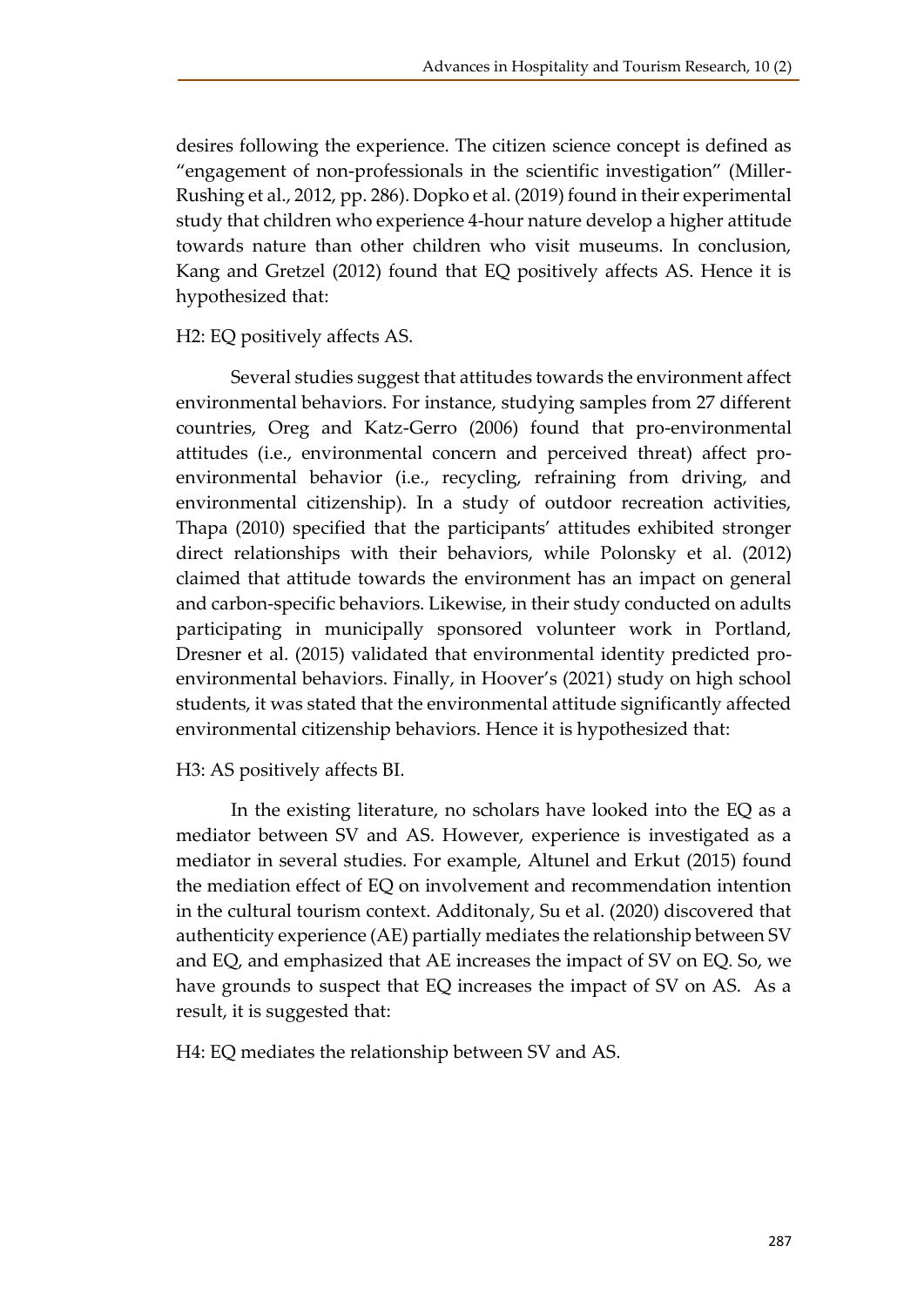desires following the experience. The citizen science concept is defined as "engagement of non-professionals in the scientific investigation" (Miller-Rushing et al., 2012, pp. 286). Dopko et al. (2019) found in their experimental study that children who experience 4-hour nature develop a higher attitude towards nature than other children who visit museums. In conclusion, Kang and Gretzel (2012) found that EQ positively affects AS. Hence it is hypothesized that:

H2: EQ positively affects AS.

Several studies suggest that attitudes towards the environment affect environmental behaviors. For instance, studying samples from 27 different countries, Oreg and Katz-Gerro (2006) found that pro-environmental attitudes (i.e., environmental concern and perceived threat) affect pro-environmental behavior (i.e., recycling, refraining from driving, and environmental citizenship). In a study of outdoor recreation activities, Thapa (2010) specified that the participants' attitudes exhibited stronger direct relationships with their behaviors, while Polonsky et al. (2012) claimed that attitude towards the environment has an impact on general and carbon-specific behaviors. Likewise, in their study conducted on adults participating in municipally sponsored volunteer work in Portland, Dresner et al. (2015) validated that environmental identity predicted pro-environmental behaviors. Finally, in Hoover's (2021) study on high school students, it was stated that the environmental attitude significantly affected environmental citizenship behaviors. Hence it is hypothesized that:

H3: AS positively affects BI.

In the existing literature, no scholars have looked into the EQ as a mediator between SV and AS. However, experience is investigated as a mediator in several studies. For example, Altunel and Erkut (2015) found the mediation effect of EQ on involvement and recommendation intention in the cultural tourism context. Additonaly, Su et al. (2020) discovered that authenticity experience (AE) partially mediates the relationship between SV and EQ, and emphasized that AE increases the impact of SV on EQ. So, we have grounds to suspect that EQ increases the impact of SV on AS. As a result, it is suggested that:

H4: EQ mediates the relationship between SV and AS.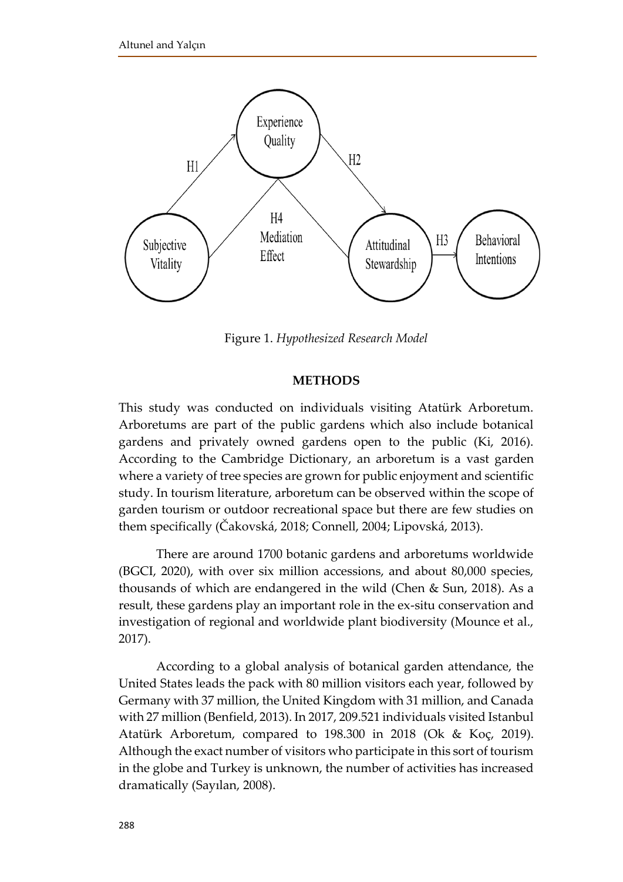Figure 1. *Hypothesized Research Model*

## METHODS

This study was conducted on individuals visiting Atatürk Arboretum. Arboretums are part of the public gardens which also include botanical gardens and privately owned gardens open to the public (Ki, 2016). According to the Cambridge Dictionary, an arboretum is a vast garden where a variety of tree species are grown for public enjoyment and scientific study. In tourism literature, arboretum can be observed within the scope of garden tourism or outdoor recreational space but there are few studies on them specifically (Čakovská, 2018; Connell, 2004; Lipovská, 2013).

There are around 1700 botanic gardens and arboretums worldwide (BGCI, 2020), with over six million accessions, and about 80,000 species, thousands of which are endangered in the wild (Chen & Sun, 2018). As a result, these gardens play an important role in the ex-situ conservation and investigation of regional and worldwide plant biodiversity (Mounce et al., 2017).

According to a global analysis of botanical garden attendance, the United States leads the pack with 80 million visitors each year, followed by Germany with 37 million, the United Kingdom with 31 million, and Canada with 27 million (Benfield, 2013). In 2017, 209.521 individuals visited Istanbul Atatürk Arboretum, compared to 198.300 in 2018 (Ok & Koç, 2019). Although the exact number of visitors who participate in this sort of tourism in the globe and Turkey is unknown, the number of activities has increased dramatically (Sayılan, 2008).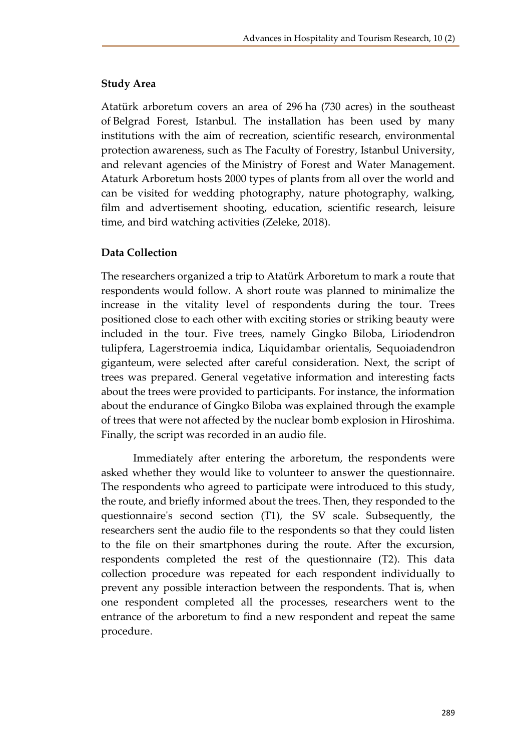### Study Area

Atatürk arboretum covers an area of 296 ha (730 acres) in the southeast of Belgrad Forest, Istanbul. The installation has been used by many institutions with the aim of recreation, scientific research, environmental protection awareness, such as The Faculty of Forestry, Istanbul University, and relevant agencies of the Ministry of Forest and Water Management. Ataturk Arboretum hosts 2000 types of plants from all over the world and can be visited for wedding photography, nature photography, walking, film and advertisement shooting, education, scientific research, leisure time, and bird watching activities (Zeleke, 2018).

### Data Collection

The researchers organized a trip to Atatürk Arboretum to mark a route that respondents would follow. A short route was planned to minimalize the increase in the vitality level of respondents during the tour. Trees positioned close to each other with exciting stories or striking beauty were included in the tour. Five trees, namely Gingko Biloba, Liriodendron tulipfera, Lagerstroemia indica, Liquidambar orientalis, Sequoiadendron giganteum, were selected after careful consideration. Next, the script of trees was prepared. General vegetative information and interesting facts about the trees were provided to participants. For instance, the information about the endurance of Gingko Biloba was explained through the example of trees that were not affected by the nuclear bomb explosion in Hiroshima. Finally, the script was recorded in an audio file.

Immediately after entering the arboretum, the respondents were asked whether they would like to volunteer to answer the questionnaire. The respondents who agreed to participate were introduced to this study, the route, and briefly informed about the trees. Then, they responded to the questionnaire's second section (T1), the SV scale. Subsequently, the researchers sent the audio file to the respondents so that they could listen to the file on their smartphones during the route. After the excursion, respondents completed the rest of the questionnaire (T2). This data collection procedure was repeated for each respondent individually to prevent any possible interaction between the respondents. That is, when one respondent completed all the processes, researchers went to the entrance of the arboretum to find a new respondent and repeat the same procedure.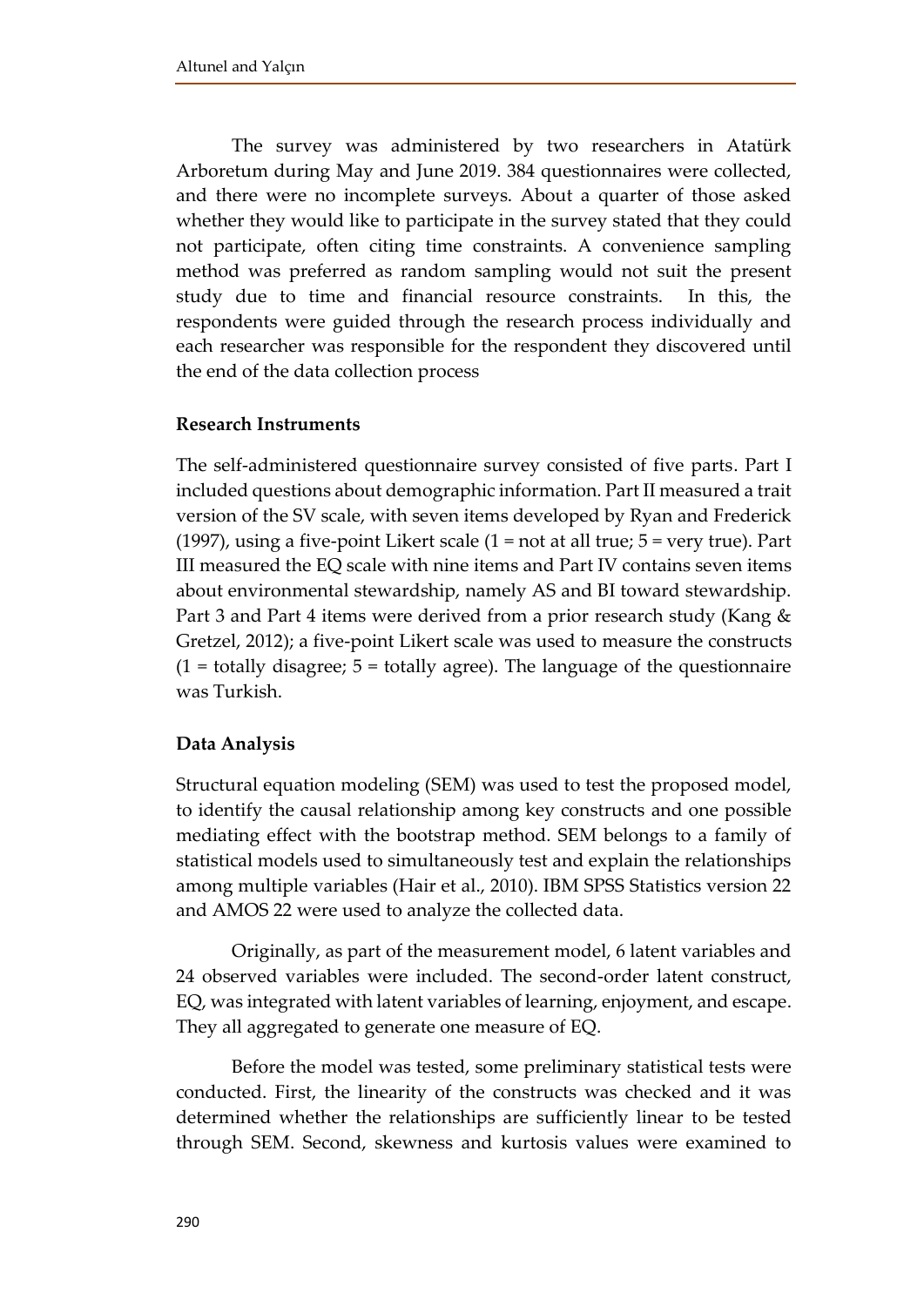The survey was administered by two researchers in Atatürk Arboretum during May and June 2019. 384 questionnaires were collected, and there were no incomplete surveys. About a quarter of those asked whether they would like to participate in the survey stated that they could not participate, often citing time constraints. A convenience sampling method was preferred as random sampling would not suit the present study due to time and financial resource constraints. In this, the respondents were guided through the research process individually and each researcher was responsible for the respondent they discovered until the end of the data collection process

### Research Instruments

The self-administered questionnaire survey consisted of five parts. Part I included questions about demographic information. Part II measured a trait version of the SV scale, with seven items developed by Ryan and Frederick (1997), using a five-point Likert scale (1 = not at all true; 5 = very true). Part III measured the EQ scale with nine items and Part IV contains seven items about environmental stewardship, namely AS and BI toward stewardship. Part 3 and Part 4 items were derived from a prior research study (Kang & Gretzel, 2012); a five-point Likert scale was used to measure the constructs (1 = totally disagree; 5 = totally agree). The language of the questionnaire was Turkish.

### Data Analysis

Structural equation modeling (SEM) was used to test the proposed model, to identify the causal relationship among key constructs and one possible mediating effect with the bootstrap method. SEM belongs to a family of statistical models used to simultaneously test and explain the relationships among multiple variables (Hair et al., 2010). IBM SPSS Statistics version 22 and AMOS 22 were used to analyze the collected data.

Originally, as part of the measurement model, 6 latent variables and 24 observed variables were included. The second-order latent construct, EQ, was integrated with latent variables of learning, enjoyment, and escape. They all aggregated to generate one measure of EQ.

Before the model was tested, some preliminary statistical tests were conducted. First, the linearity of the constructs was checked and it was determined whether the relationships are sufficiently linear to be tested through SEM. Second, skewness and kurtosis values were examined to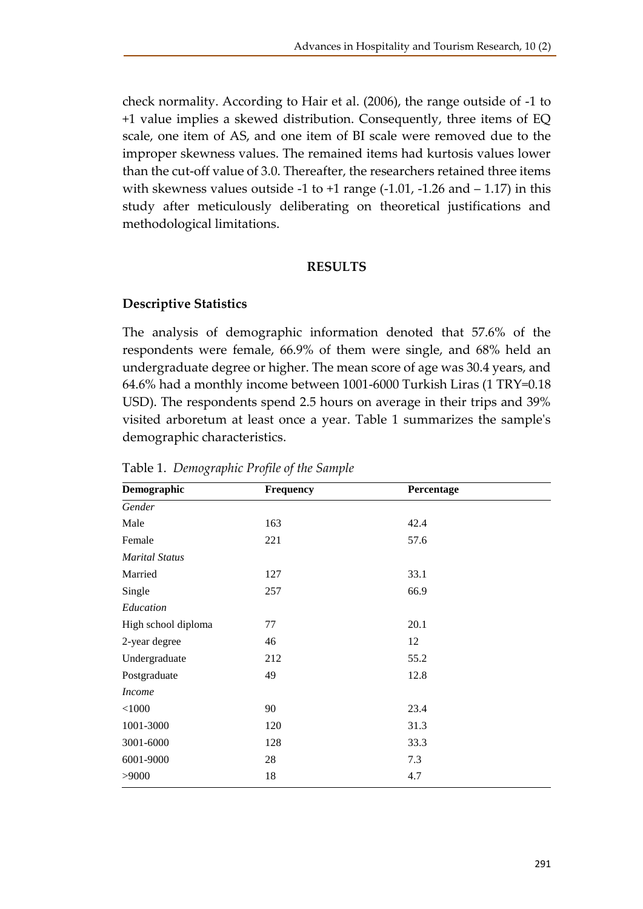check normality. According to Hair et al. (2006), the range outside of -1 to +1 value implies a skewed distribution. Consequently, three items of EQ scale, one item of AS, and one item of BI scale were removed due to the improper skewness values. The remained items had kurtosis values lower than the cut-off value of 3.0. Thereafter, the researchers retained three items with skewness values outside -1 to +1 range (-1.01, -1.26 and – 1.17) in this study after meticulously deliberating on theoretical justifications and methodological limitations.

## RESULTS

### Descriptive Statistics

The analysis of demographic information denoted that 57.6% of the respondents were female, 66.9% of them were single, and 68% held an undergraduate degree or higher. The mean score of age was 30.4 years, and 64.6% had a monthly income between 1001-6000 Turkish Liras (1 TRY=0.18 USD). The respondents spend 2.5 hours on average in their trips and 39% visited arboretum at least once a year. Table 1 summarizes the sample's demographic characteristics.

Table 1. *Demographic Profile of the Sample*

| Demographic | Frequency | Percentage |
|---|---|---|
| *Gender* | | |
| Male | 163 | 42.4 |
| Female | 221 | 57.6 |
| *Marital Status* | | |
| Married | 127 | 33.1 |
| Single | 257 | 66.9 |
| *Education* | | |
| High school diploma | 77 | 20.1 |
| 2-year degree | 46 | 12 |
| Undergraduate | 212 | 55.2 |
| Postgraduate | 49 | 12.8 |
| *Income* | | |
| <1000 | 90 | 23.4 |
| 1001-3000 | 120 | 31.3 |
| 3001-6000 | 128 | 33.3 |
| 6001-9000 | 28 | 7.3 |
| >9000 | 18 | 4.7 |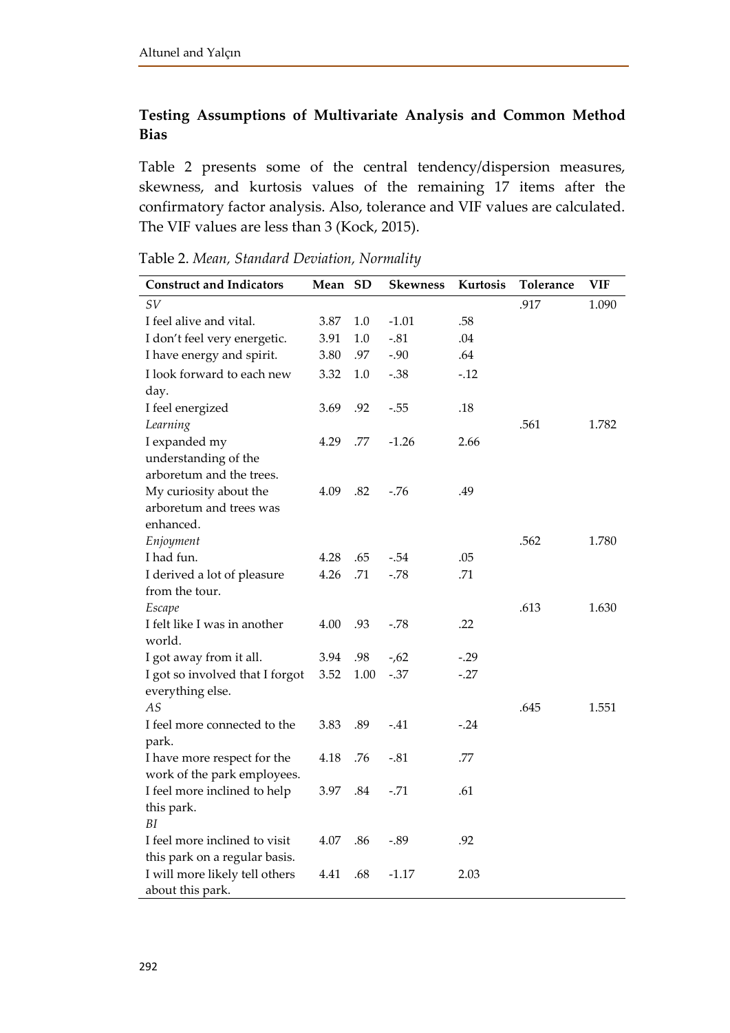## Testing Assumptions of Multivariate Analysis and Common Method Bias

Table 2 presents some of the central tendency/dispersion measures, skewness, and kurtosis values of the remaining 17 items after the confirmatory factor analysis. Also, tolerance and VIF values are calculated. The VIF values are less than 3 (Kock, 2015).

Table 2. *Mean, Standard Deviation, Normality*

| Construct and Indicators | Mean | SD | Skewness | Kurtosis | Tolerance | VIF |
|---|---|---|---|---|---|---|
| *SV* | | | | | .917 | 1.090 |
| I feel alive and vital. | 3.87 | 1.0 | -1.01 | .58 | | |
| I don't feel very energetic. | 3.91 | 1.0 | -.81 | .04 | | |
| I have energy and spirit. | 3.80 | .97 | -.90 | .64 | | |
| I look forward to each new day. | 3.32 | 1.0 | -.38 | -.12 | | |
| I feel energized | 3.69 | .92 | -.55 | .18 | | |
| *Learning* | | | | | .561 | 1.782 |
| I expanded my understanding of the arboretum and the trees. | 4.29 | .77 | -1.26 | 2.66 | | |
| My curiosity about the arboretum and trees was enhanced. | 4.09 | .82 | -.76 | .49 | | |
| *Enjoyment* | | | | | .562 | 1.780 |
| I had fun. | 4.28 | .65 | -.54 | .05 | | |
| I derived a lot of pleasure from the tour. | 4.26 | .71 | -.78 | .71 | | |
| *Escape* | | | | | .613 | 1.630 |
| I felt like I was in another world. | 4.00 | .93 | -.78 | .22 | | |
| I got away from it all. | 3.94 | .98 | -,62 | -.29 | | |
| I got so involved that I forgot everything else. | 3.52 | 1.00 | -.37 | -.27 | | |
| *AS* | | | | | .645 | 1.551 |
| I feel more connected to the park. | 3.83 | .89 | -.41 | -.24 | | |
| I have more respect for the work of the park employees. | 4.18 | .76 | -.81 | .77 | | |
| I feel more inclined to help this park. | 3.97 | .84 | -.71 | .61 | | |
| *BI* | | | | | | |
| I feel more inclined to visit this park on a regular basis. | 4.07 | .86 | -.89 | .92 | | |
| I will more likely tell others about this park. | 4.41 | .68 | -1.17 | 2.03 | | |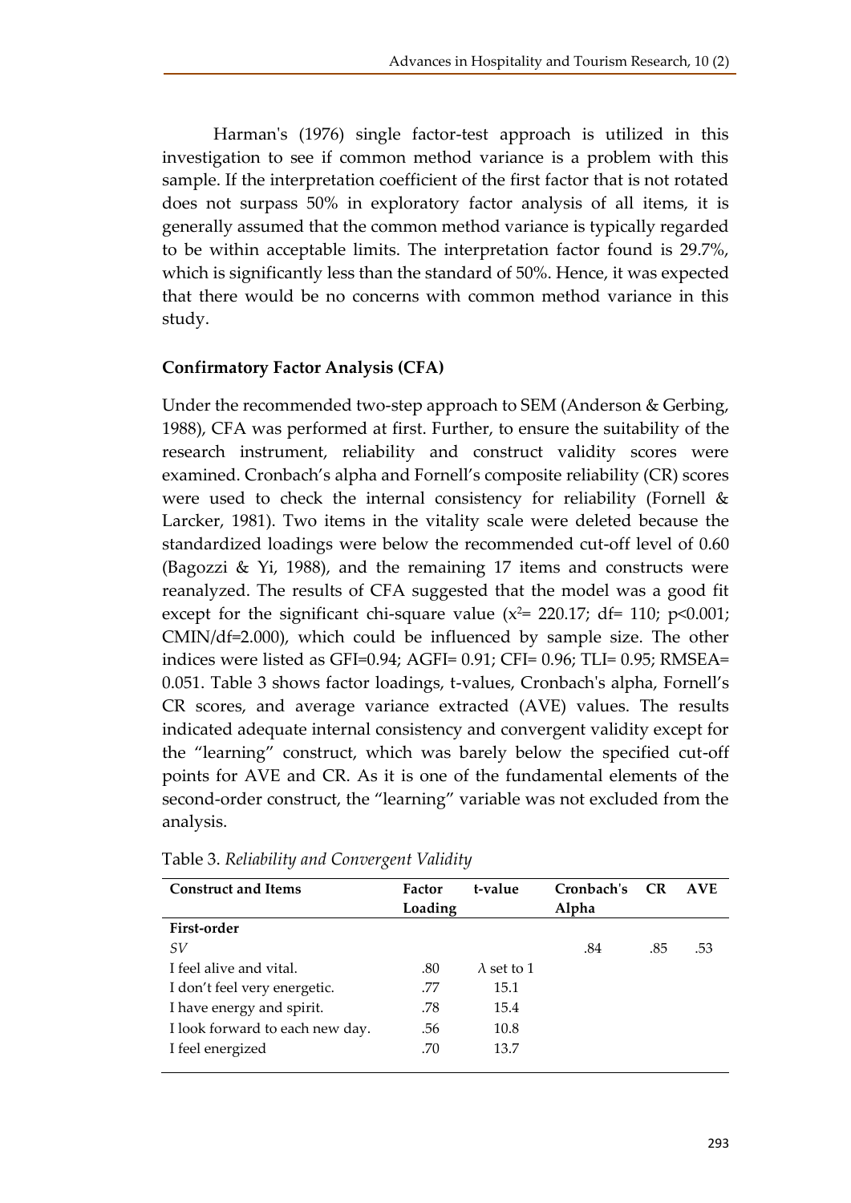Harman's (1976) single factor-test approach is utilized in this investigation to see if common method variance is a problem with this sample. If the interpretation coefficient of the first factor that is not rotated does not surpass 50% in exploratory factor analysis of all items, it is generally assumed that the common method variance is typically regarded to be within acceptable limits. The interpretation factor found is 29.7%, which is significantly less than the standard of 50%. Hence, it was expected that there would be no concerns with common method variance in this study.

**Confirmatory Factor Analysis (CFA)**

Under the recommended two-step approach to SEM (Anderson & Gerbing, 1988), CFA was performed at first. Further, to ensure the suitability of the research instrument, reliability and construct validity scores were examined. Cronbach's alpha and Fornell's composite reliability (CR) scores were used to check the internal consistency for reliability (Fornell & Larcker, 1981). Two items in the vitality scale were deleted because the standardized loadings were below the recommended cut-off level of 0.60 (Bagozzi & Yi, 1988), and the remaining 17 items and constructs were reanalyzed. The results of CFA suggested that the model was a good fit except for the significant chi-square value ($x^2$= 220.17; df= 110; p<0.001; CMIN/df=2.000), which could be influenced by sample size. The other indices were listed as GFI=0.94; AGFI= 0.91; CFI= 0.96; TLI= 0.95; RMSEA= 0.051. Table 3 shows factor loadings, t-values, Cronbach's alpha, Fornell's CR scores, and average variance extracted (AVE) values. The results indicated adequate internal consistency and convergent validity except for the "learning" construct, which was barely below the specified cut-off points for AVE and CR. As it is one of the fundamental elements of the second-order construct, the "learning" variable was not excluded from the analysis.

Table 3. *Reliability and Convergent Validity*

| Construct and Items | Factor Loading | t-value | Cronbach's Alpha | CR | AVE |
|---|---|---|---|---|---|
| **First-order** | | | | | |
| *SV* | | | .84 | .85 | .53 |
| I feel alive and vital. | .80 | $\lambda$ set to 1 | | | |
| I don't feel very energetic. | .77 | 15.1 | | | |
| I have energy and spirit. | .78 | 15.4 | | | |
| I look forward to each new day. | .56 | 10.8 | | | |
| I feel energized | .70 | 13.7 | | | |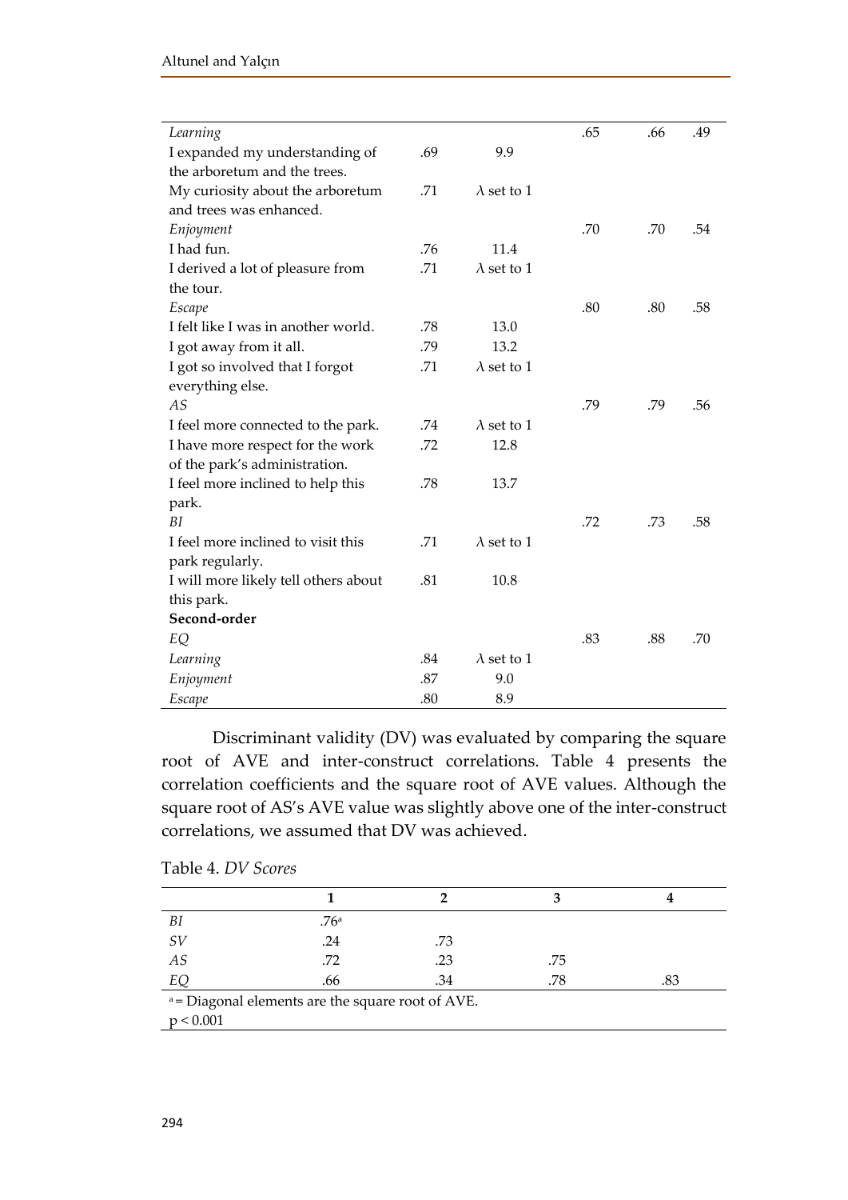| | | | | | |
|---|---|---|---|---|---|
| *Learning* | | | .65 | .66 | .49 |
| I expanded my understanding of the arboretum and the trees. | .69 | 9.9 | | | |
| My curiosity about the arboretum and trees was enhanced. | .71 | λ set to 1 | | | |
| *Enjoyment* | | | .70 | .70 | .54 |
| I had fun. | .76 | 11.4 | | | |
| I derived a lot of pleasure from the tour. | .71 | λ set to 1 | | | |
| *Escape* | | | .80 | .80 | .58 |
| I felt like I was in another world. | .78 | 13.0 | | | |
| I got away from it all. | .79 | 13.2 | | | |
| I got so involved that I forgot everything else. | .71 | λ set to 1 | | | |
| *AS* | | | .79 | .79 | .56 |
| I feel more connected to the park. | .74 | λ set to 1 | | | |
| I have more respect for the work of the park's administration. | .72 | 12.8 | | | |
| I feel more inclined to help this park. | .78 | 13.7 | | | |
| *BI* | | | .72 | .73 | .58 |
| I feel more inclined to visit this park regularly. | .71 | λ set to 1 | | | |
| I will more likely tell others about this park. | .81 | 10.8 | | | |
| **Second-order** | | | | | |
| *EQ* | | | .83 | .88 | .70 |
| *Learning* | .84 | λ set to 1 | | | |
| *Enjoyment* | .87 | 9.0 | | | |
| *Escape* | .80 | 8.9 | | | |

Discriminant validity (DV) was evaluated by comparing the square root of AVE and inter-construct correlations. Table 4 presents the correlation coefficients and the square root of AVE values. Although the square root of AS's AVE value was slightly above one of the inter-construct correlations, we assumed that DV was achieved.

Table 4. *DV Scores*

| | 1 | 2 | 3 | 4 |
|---|---|---|---|---|
| *BI* | .76[a] | | | |
| *SV* | .24 | .73 | | |
| *AS* | .72 | .23 | .75 | |
| *EQ* | .66 | .34 | .78 | .83 |

[a] = Diagonal elements are the square root of AVE.
$p < 0.001$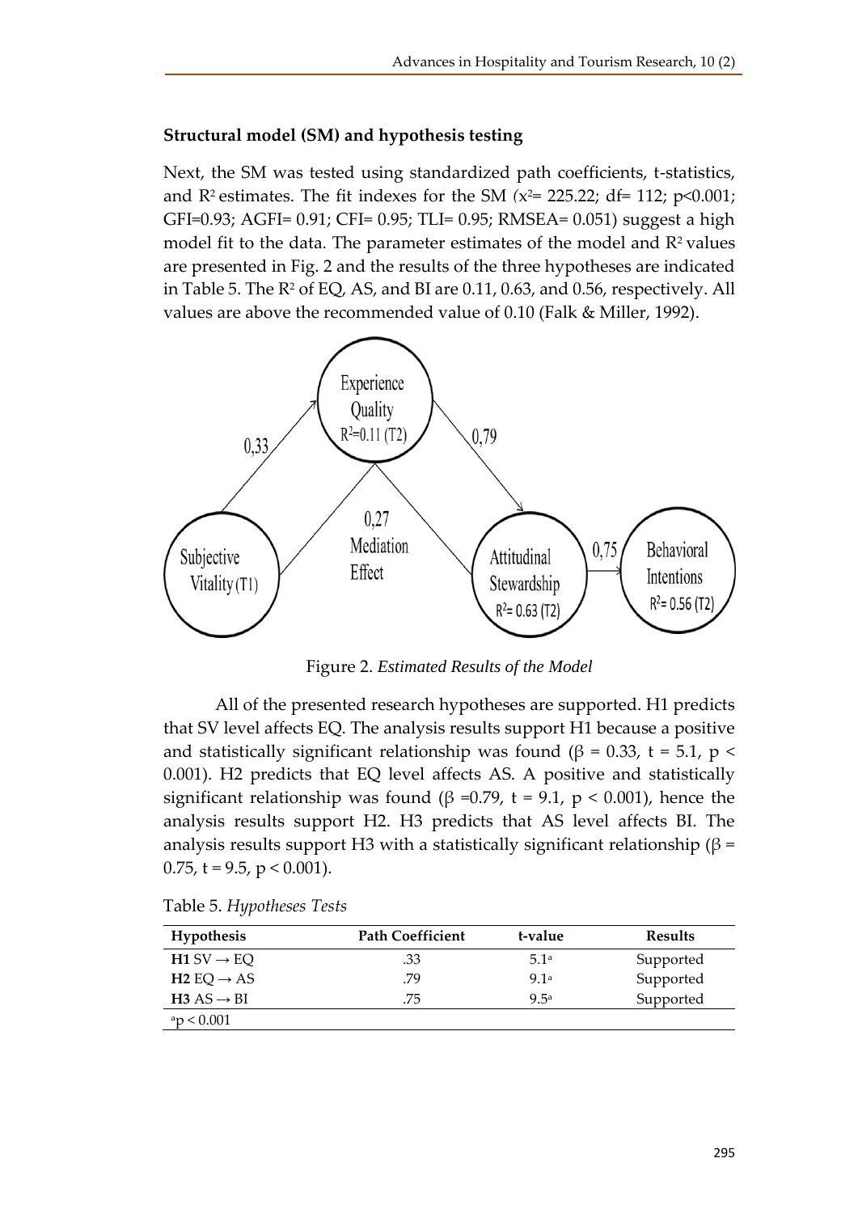### Structural model (SM) and hypothesis testing

Next, the SM was tested using standardized path coefficients, t-statistics, and $R^2$ estimates. The fit indexes for the SM ($x^2$= 225.22; df= 112; p<0.001; GFI=0.93; AGFI= 0.91; CFI= 0.95; TLI= 0.95; RMSEA= 0.051) suggest a high model fit to the data. The parameter estimates of the model and $R^2$ values are presented in Fig. 2 and the results of the three hypotheses are indicated in Table 5. The $R^2$ of EQ, AS, and BI are 0.11, 0.63, and 0.56, respectively. All values are above the recommended value of 0.10 (Falk & Miller, 1992).

Figure 2. *Estimated Results of the Model*

All of the presented research hypotheses are supported. H1 predicts that SV level affects EQ. The analysis results support H1 because a positive and statistically significant relationship was found ($\beta$ = 0.33, t = 5.1, $p < 0.001$). H2 predicts that EQ level affects AS. A positive and statistically significant relationship was found ($\beta$ =0.79, t = 9.1, $p < 0.001$), hence the analysis results support H2. H3 predicts that AS level affects BI. The analysis results support H3 with a statistically significant relationship ($\beta$ = 0.75, t = 9.5, $p < 0.001$).

Table 5. *Hypotheses Tests*

| Hypothesis | Path Coefficient | t-value | Results |
|---|---|---|---|
| **H1** SV → EQ | .33 | 5.1[a] | Supported |
| **H2** EQ → AS | .79 | 9.1[a] | Supported |
| **H3** AS → BI | .75 | 9.5[a] | Supported |

[a]$p < 0.001$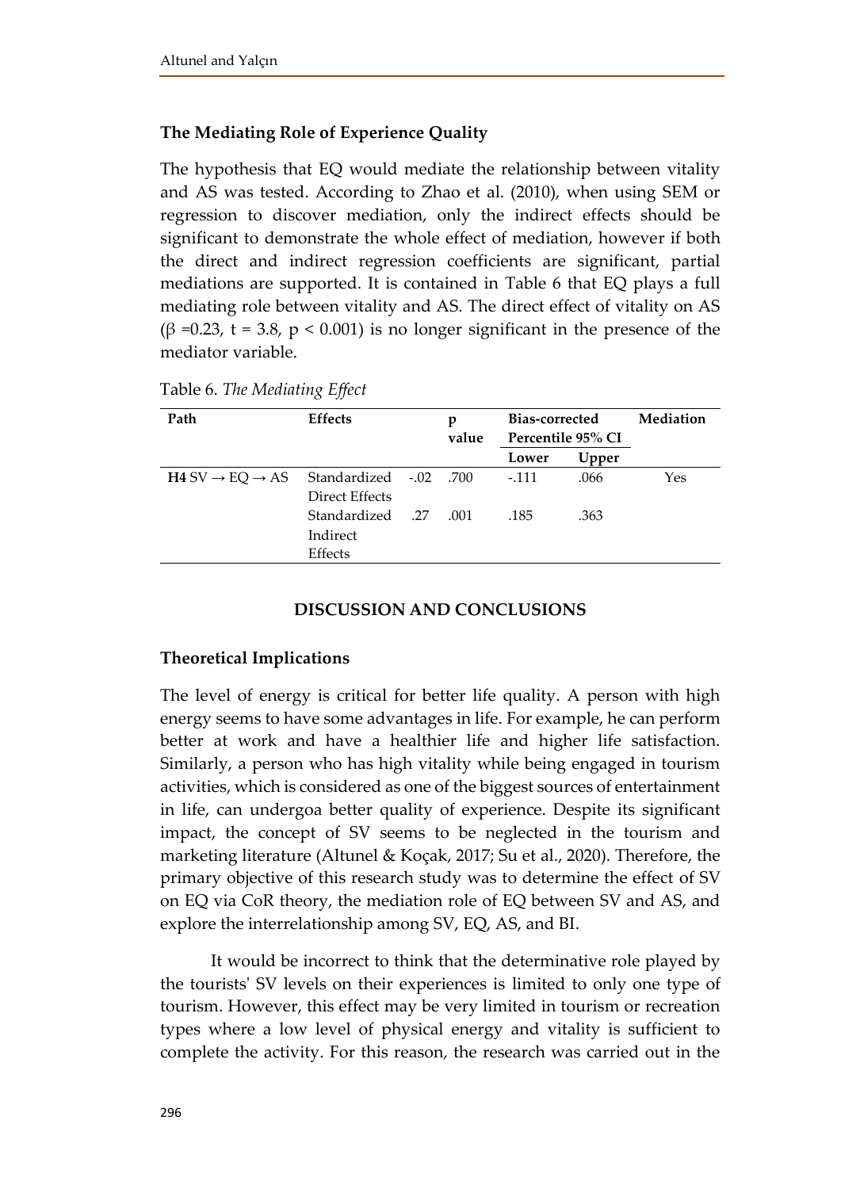### The Mediating Role of Experience Quality

The hypothesis that EQ would mediate the relationship between vitality and AS was tested. According to Zhao et al. (2010), when using SEM or regression to discover mediation, only the indirect effects should be significant to demonstrate the whole effect of mediation, however if both the direct and indirect regression coefficients are significant, partial mediations are supported. It is contained in Table 6 that EQ plays a full mediating role between vitality and AS. The direct effect of vitality on AS ($\beta$ =0.23, t = 3.8, $p < 0.001$) is no longer significant in the presence of the mediator variable.

Table 6. *The Mediating Effect*

| Path | Effects | | p value | Bias-corrected Percentile 95% CI | | Mediation |
|---|---|---|---|---|---|---|
| | | | | Lower | Upper | |
| **H4** SV → EQ → AS | Standardized Direct Effects | -.02 | .700 | -.111 | .066 | Yes |
| | Standardized Indirect Effects | .27 | .001 | .185 | .363 | |

## DISCUSSION AND CONCLUSIONS

### Theoretical Implications

The level of energy is critical for better life quality. A person with high energy seems to have some advantages in life. For example, he can perform better at work and have a healthier life and higher life satisfaction. Similarly, a person who has high vitality while being engaged in tourism activities, which is considered as one of the biggest sources of entertainment in life, can undergoa better quality of experience. Despite its significant impact, the concept of SV seems to be neglected in the tourism and marketing literature (Altunel & Koçak, 2017; Su et al., 2020). Therefore, the primary objective of this research study was to determine the effect of SV on EQ via CoR theory, the mediation role of EQ between SV and AS, and explore the interrelationship among SV, EQ, AS, and BI.

It would be incorrect to think that the determinative role played by the tourists' SV levels on their experiences is limited to only one type of tourism. However, this effect may be very limited in tourism or recreation types where a low level of physical energy and vitality is sufficient to complete the activity. For this reason, the research was carried out in the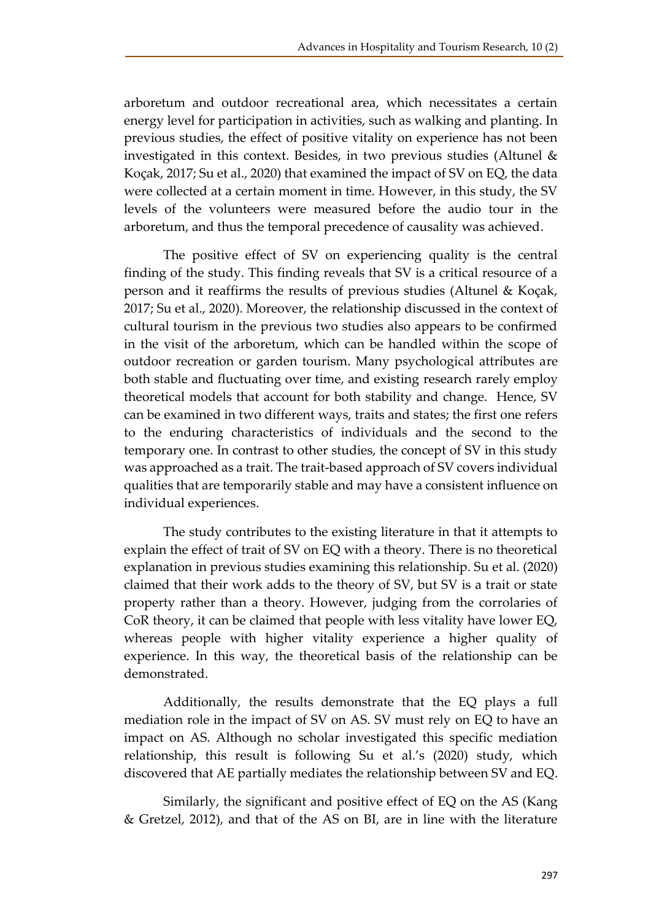arboretum and outdoor recreational area, which necessitates a certain energy level for participation in activities, such as walking and planting. In previous studies, the effect of positive vitality on experience has not been investigated in this context. Besides, in two previous studies (Altunel & Koçak, 2017; Su et al., 2020) that examined the impact of SV on EQ, the data were collected at a certain moment in time. However, in this study, the SV levels of the volunteers were measured before the audio tour in the arboretum, and thus the temporal precedence of causality was achieved.

The positive effect of SV on experiencing quality is the central finding of the study. This finding reveals that SV is a critical resource of a person and it reaffirms the results of previous studies (Altunel & Koçak, 2017; Su et al., 2020). Moreover, the relationship discussed in the context of cultural tourism in the previous two studies also appears to be confirmed in the visit of the arboretum, which can be handled within the scope of outdoor recreation or garden tourism. Many psychological attributes are both stable and fluctuating over time, and existing research rarely employ theoretical models that account for both stability and change. Hence, SV can be examined in two different ways, traits and states; the first one refers to the enduring characteristics of individuals and the second to the temporary one. In contrast to other studies, the concept of SV in this study was approached as a trait. The trait-based approach of SV covers individual qualities that are temporarily stable and may have a consistent influence on individual experiences.

The study contributes to the existing literature in that it attempts to explain the effect of trait of SV on EQ with a theory. There is no theoretical explanation in previous studies examining this relationship. Su et al. (2020) claimed that their work adds to the theory of SV, but SV is a trait or state property rather than a theory. However, judging from the corrolaries of CoR theory, it can be claimed that people with less vitality have lower EQ, whereas people with higher vitality experience a higher quality of experience. In this way, the theoretical basis of the relationship can be demonstrated.

Additionally, the results demonstrate that the EQ plays a full mediation role in the impact of SV on AS. SV must rely on EQ to have an impact on AS. Although no scholar investigated this specific mediation relationship, this result is following Su et al.'s (2020) study, which discovered that AE partially mediates the relationship between SV and EQ.

Similarly, the significant and positive effect of EQ on the AS (Kang & Gretzel, 2012), and that of the AS on BI, are in line with the literature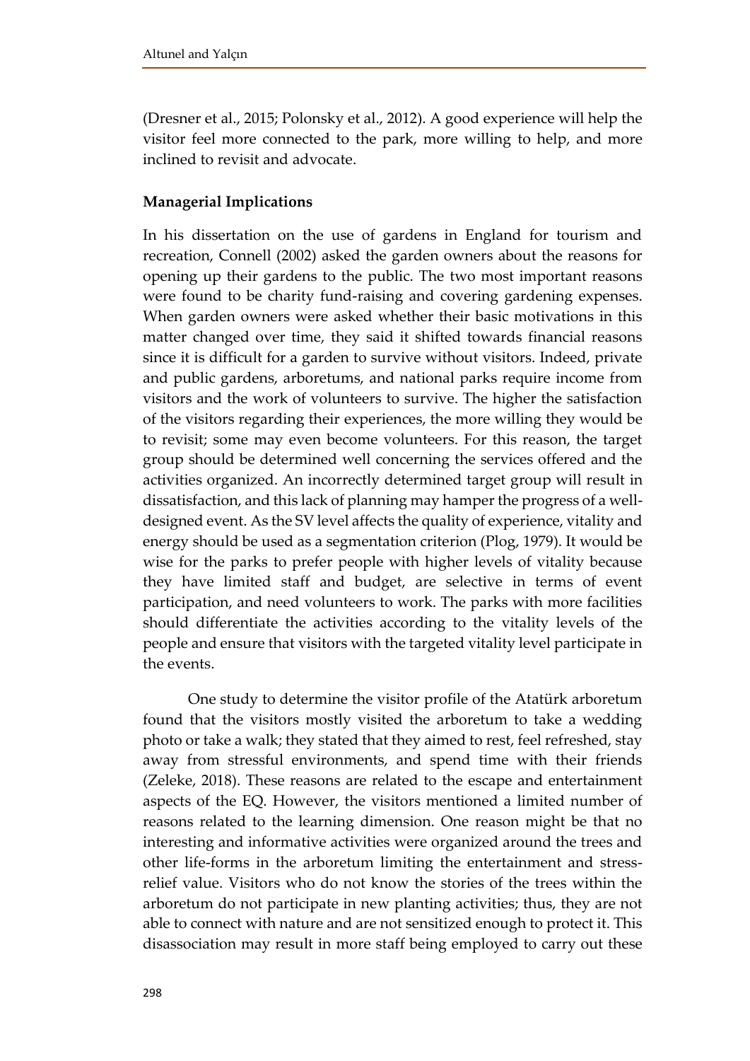(Dresner et al., 2015; Polonsky et al., 2012). A good experience will help the visitor feel more connected to the park, more willing to help, and more inclined to revisit and advocate.

**Managerial Implications**

In his dissertation on the use of gardens in England for tourism and recreation, Connell (2002) asked the garden owners about the reasons for opening up their gardens to the public. The two most important reasons were found to be charity fund-raising and covering gardening expenses. When garden owners were asked whether their basic motivations in this matter changed over time, they said it shifted towards financial reasons since it is difficult for a garden to survive without visitors. Indeed, private and public gardens, arboretums, and national parks require income from visitors and the work of volunteers to survive. The higher the satisfaction of the visitors regarding their experiences, the more willing they would be to revisit; some may even become volunteers. For this reason, the target group should be determined well concerning the services offered and the activities organized. An incorrectly determined target group will result in dissatisfaction, and this lack of planning may hamper the progress of a well-designed event. As the SV level affects the quality of experience, vitality and energy should be used as a segmentation criterion (Plog, 1979). It would be wise for the parks to prefer people with higher levels of vitality because they have limited staff and budget, are selective in terms of event participation, and need volunteers to work. The parks with more facilities should differentiate the activities according to the vitality levels of the people and ensure that visitors with the targeted vitality level participate in the events.

One study to determine the visitor profile of the Atatürk arboretum found that the visitors mostly visited the arboretum to take a wedding photo or take a walk; they stated that they aimed to rest, feel refreshed, stay away from stressful environments, and spend time with their friends (Zeleke, 2018). These reasons are related to the escape and entertainment aspects of the EQ. However, the visitors mentioned a limited number of reasons related to the learning dimension. One reason might be that no interesting and informative activities were organized around the trees and other life-forms in the arboretum limiting the entertainment and stress-relief value. Visitors who do not know the stories of the trees within the arboretum do not participate in new planting activities; thus, they are not able to connect with nature and are not sensitized enough to protect it. This disassociation may result in more staff being employed to carry out these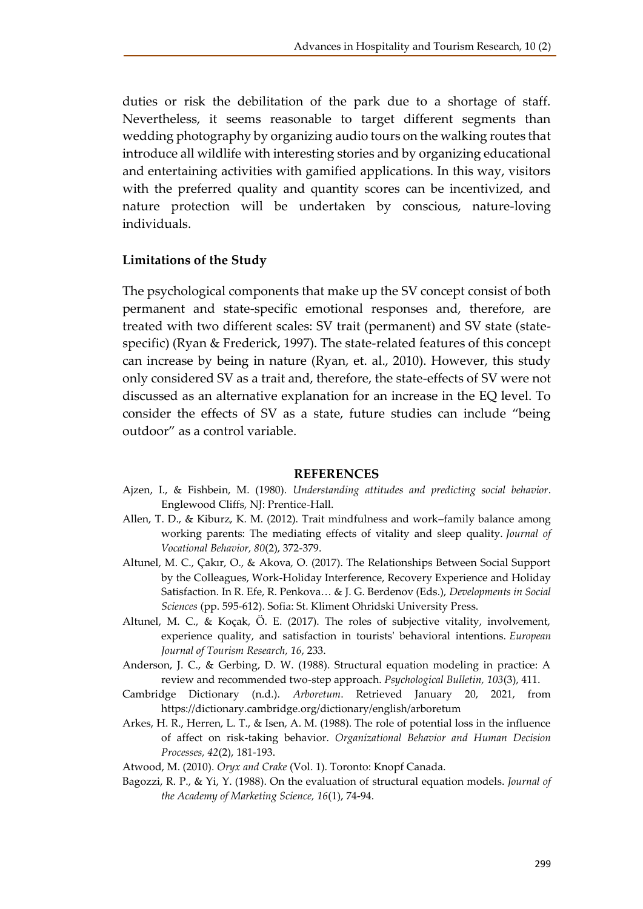duties or risk the debilitation of the park due to a shortage of staff. Nevertheless, it seems reasonable to target different segments than wedding photography by organizing audio tours on the walking routes that introduce all wildlife with interesting stories and by organizing educational and entertaining activities with gamified applications. In this way, visitors with the preferred quality and quantity scores can be incentivized, and nature protection will be undertaken by conscious, nature-loving individuals.

### Limitations of the Study

The psychological components that make up the SV concept consist of both permanent and state-specific emotional responses and, therefore, are treated with two different scales: SV trait (permanent) and SV state (state-specific) (Ryan & Frederick, 1997). The state-related features of this concept can increase by being in nature (Ryan, et. al., 2010). However, this study only considered SV as a trait and, therefore, the state-effects of SV were not discussed as an alternative explanation for an increase in the EQ level. To consider the effects of SV as a state, future studies can include "being outdoor" as a control variable.

## REFERENCES

Ajzen, I., & Fishbein, M. (1980). *Understanding attitudes and predicting social behavior*. Englewood Cliffs, NJ: Prentice-Hall.

Allen, T. D., & Kiburz, K. M. (2012). Trait mindfulness and work–family balance among working parents: The mediating effects of vitality and sleep quality. *Journal of Vocational Behavior, 80*(2), 372-379.

Altunel, M. C., Çakır, O., & Akova, O. (2017). The Relationships Between Social Support by the Colleagues, Work-Holiday Interference, Recovery Experience and Holiday Satisfaction. In R. Efe, R. Penkova… & J. G. Berdenov (Eds.), *Developments in Social Sciences* (pp. 595-612). Sofia: St. Kliment Ohridski University Press.

Altunel, M. C., & Koçak, Ö. E. (2017). The roles of subjective vitality, involvement, experience quality, and satisfaction in tourists' behavioral intentions. *European Journal of Tourism Research, 16*, 233.

Anderson, J. C., & Gerbing, D. W. (1988). Structural equation modeling in practice: A review and recommended two-step approach. *Psychological Bulletin, 103*(3), 411.

Cambridge Dictionary (n.d.). *Arboretum*. Retrieved January 20, 2021, from https://dictionary.cambridge.org/dictionary/english/arboretum

Arkes, H. R., Herren, L. T., & Isen, A. M. (1988). The role of potential loss in the influence of affect on risk-taking behavior. *Organizational Behavior and Human Decision Processes, 42*(2), 181-193.

Atwood, M. (2010). *Oryx and Crake* (Vol. 1). Toronto: Knopf Canada.

Bagozzi, R. P., & Yi, Y. (1988). On the evaluation of structural equation models. *Journal of the Academy of Marketing Science, 16*(1), 74-94.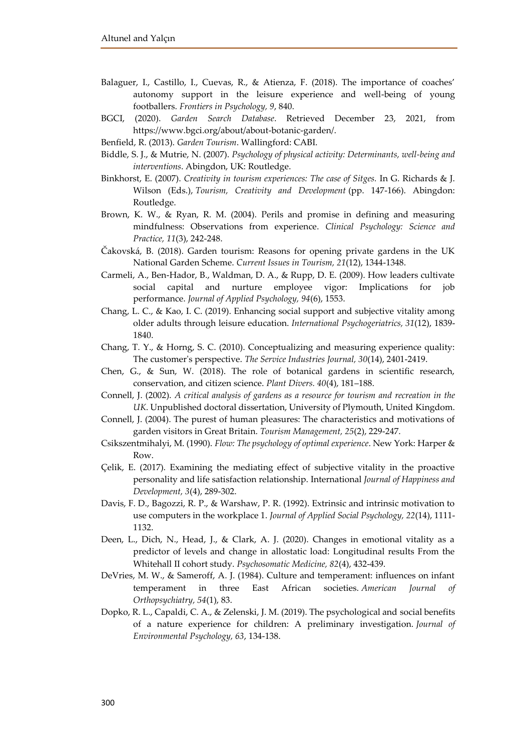Balaguer, I., Castillo, I., Cuevas, R., & Atienza, F. (2018). The importance of coaches' autonomy support in the leisure experience and well-being of young footballers. *Frontiers in Psychology, 9*, 840.

BGCI, (2020). *Garden Search Database*. Retrieved December 23, 2021, from https://www.bgci.org/about/about-botanic-garden/.

Benfield, R. (2013). *Garden Tourism*. Wallingford: CABI.

Biddle, S. J., & Mutrie, N. (2007). *Psychology of physical activity: Determinants, well-being and interventions*. Abingdon, UK: Routledge.

Binkhorst, E. (2007). *Creativity in tourism experiences: The case of Sitges.* In G. Richards & J. Wilson (Eds.), *Tourism, Creativity and Development* (pp. 147-166). Abingdon: Routledge.

Brown, K. W., & Ryan, R. M. (2004). Perils and promise in defining and measuring mindfulness: Observations from experience. *Clinical Psychology: Science and Practice, 11*(3), 242-248.

Čakovská, B. (2018). Garden tourism: Reasons for opening private gardens in the UK National Garden Scheme. *Current Issues in Tourism, 21*(12), 1344-1348.

Carmeli, A., Ben-Hador, B., Waldman, D. A., & Rupp, D. E. (2009). How leaders cultivate social capital and nurture employee vigor: Implications for job performance. *Journal of Applied Psychology, 94*(6), 1553.

Chang, L. C., & Kao, I. C. (2019). Enhancing social support and subjective vitality among older adults through leisure education. *International Psychogeriatrics, 31*(12), 1839-1840.

Chang, T. Y., & Horng, S. C. (2010). Conceptualizing and measuring experience quality: The customer's perspective. *The Service Industries Journal, 30*(14), 2401-2419.

Chen, G., & Sun, W. (2018). The role of botanical gardens in scientific research, conservation, and citizen science. *Plant Divers. 40*(4), 181–188.

Connell, J. (2002). *A critical analysis of gardens as a resource for tourism and recreation in the UK*. Unpublished doctoral dissertation, University of Plymouth, United Kingdom.

Connell, J. (2004). The purest of human pleasures: The characteristics and motivations of garden visitors in Great Britain. *Tourism Management, 25*(2), 229-247.

Csikszentmihalyi, M. (1990). *Flow: The psychology of optimal experience*. New York: Harper & Row.

Çelik, E. (2017). Examining the mediating effect of subjective vitality in the proactive personality and life satisfaction relationship. International *Journal of Happiness and Development, 3*(4), 289-302.

Davis, F. D., Bagozzi, R. P., & Warshaw, P. R. (1992). Extrinsic and intrinsic motivation to use computers in the workplace 1. *Journal of Applied Social Psychology, 22*(14), 1111-1132.

Deen, L., Dich, N., Head, J., & Clark, A. J. (2020). Changes in emotional vitality as a predictor of levels and change in allostatic load: Longitudinal results From the Whitehall II cohort study. *Psychosomatic Medicine, 82*(4), 432-439.

DeVries, M. W., & Sameroff, A. J. (1984). Culture and temperament: influences on infant temperament in three East African societies. *American Journal of Orthopsychiatry, 54*(1), 83.

Dopko, R. L., Capaldi, C. A., & Zelenski, J. M. (2019). The psychological and social benefits of a nature experience for children: A preliminary investigation. *Journal of Environmental Psychology, 63*, 134-138.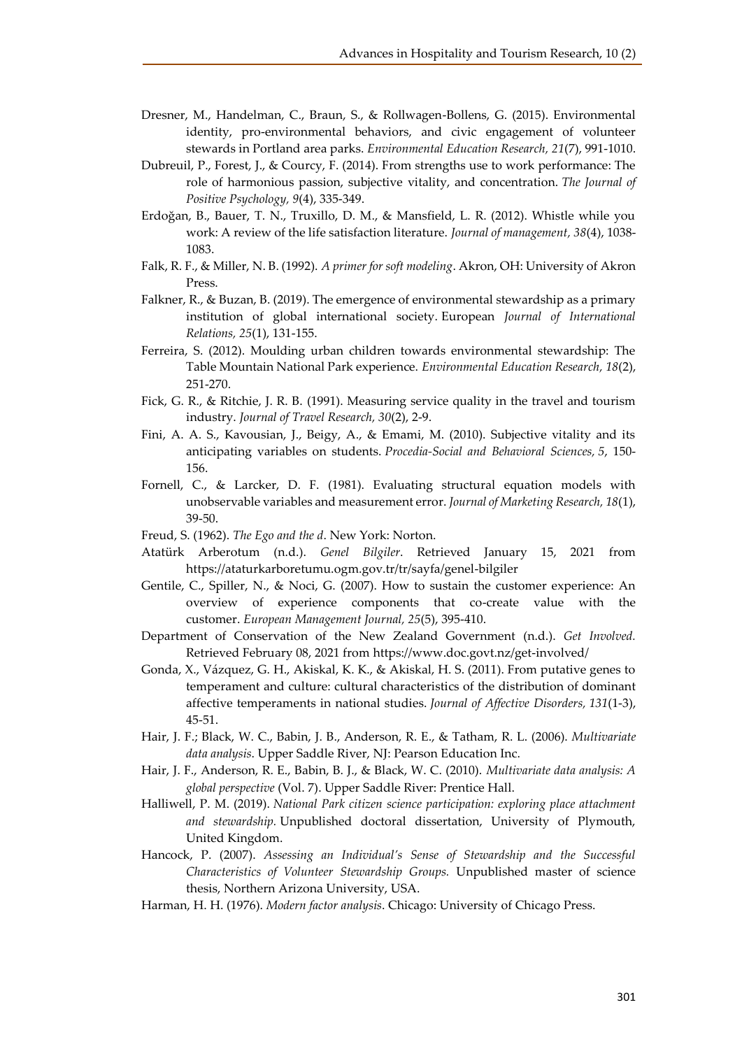Dresner, M., Handelman, C., Braun, S., & Rollwagen-Bollens, G. (2015). Environmental identity, pro-environmental behaviors, and civic engagement of volunteer stewards in Portland area parks. *Environmental Education Research, 21*(7), 991-1010.

Dubreuil, P., Forest, J., & Courcy, F. (2014). From strengths use to work performance: The role of harmonious passion, subjective vitality, and concentration. *The Journal of Positive Psychology, 9*(4), 335-349.

Erdoğan, B., Bauer, T. N., Truxillo, D. M., & Mansfield, L. R. (2012). Whistle while you work: A review of the life satisfaction literature. *Journal of management, 38*(4), 1038-1083.

Falk, R. F., & Miller, N. B. (1992). *A primer for soft modeling*. Akron, OH: University of Akron Press.

Falkner, R., & Buzan, B. (2019). The emergence of environmental stewardship as a primary institution of global international society. European *Journal of International Relations, 25*(1), 131-155.

Ferreira, S. (2012). Moulding urban children towards environmental stewardship: The Table Mountain National Park experience. *Environmental Education Research, 18*(2), 251-270.

Fick, G. R., & Ritchie, J. R. B. (1991). Measuring service quality in the travel and tourism industry. *Journal of Travel Research, 30*(2), 2-9.

Fini, A. A. S., Kavousian, J., Beigy, A., & Emami, M. (2010). Subjective vitality and its anticipating variables on students. *Procedia-Social and Behavioral Sciences, 5*, 150-156.

Fornell, C., & Larcker, D. F. (1981). Evaluating structural equation models with unobservable variables and measurement error. *Journal of Marketing Research, 18*(1), 39-50.

Freud, S. (1962). *The Ego and the d*. New York: Norton.

Atatürk Arberotum (n.d.). *Genel Bilgiler*. Retrieved January 15, 2021 from https://ataturkarboretumu.ogm.gov.tr/tr/sayfa/genel-bilgiler

Gentile, C., Spiller, N., & Noci, G. (2007). How to sustain the customer experience: An overview of experience components that co-create value with the customer. *European Management Journal, 25*(5), 395-410.

Department of Conservation of the New Zealand Government (n.d.). *Get Involved*. Retrieved February 08, 2021 from https://www.doc.govt.nz/get-involved/

Gonda, X., Vázquez, G. H., Akiskal, K. K., & Akiskal, H. S. (2011). From putative genes to temperament and culture: cultural characteristics of the distribution of dominant affective temperaments in national studies. *Journal of Affective Disorders, 131*(1-3), 45-51.

Hair, J. F.; Black, W. C., Babin, J. B., Anderson, R. E., & Tatham, R. L. (2006). *Multivariate data analysis*. Upper Saddle River, NJ: Pearson Education Inc.

Hair, J. F., Anderson, R. E., Babin, B. J., & Black, W. C. (2010). *Multivariate data analysis: A global perspective* (Vol. 7). Upper Saddle River: Prentice Hall.

Halliwell, P. M. (2019). *National Park citizen science participation: exploring place attachment and stewardship*. Unpublished doctoral dissertation, University of Plymouth, United Kingdom.

Hancock, P. (2007). *Assessing an Individual's Sense of Stewardship and the Successful Characteristics of Volunteer Stewardship Groups.* Unpublished master of science thesis, Northern Arizona University, USA.

Harman, H. H. (1976). *Modern factor analysis*. Chicago: University of Chicago Press.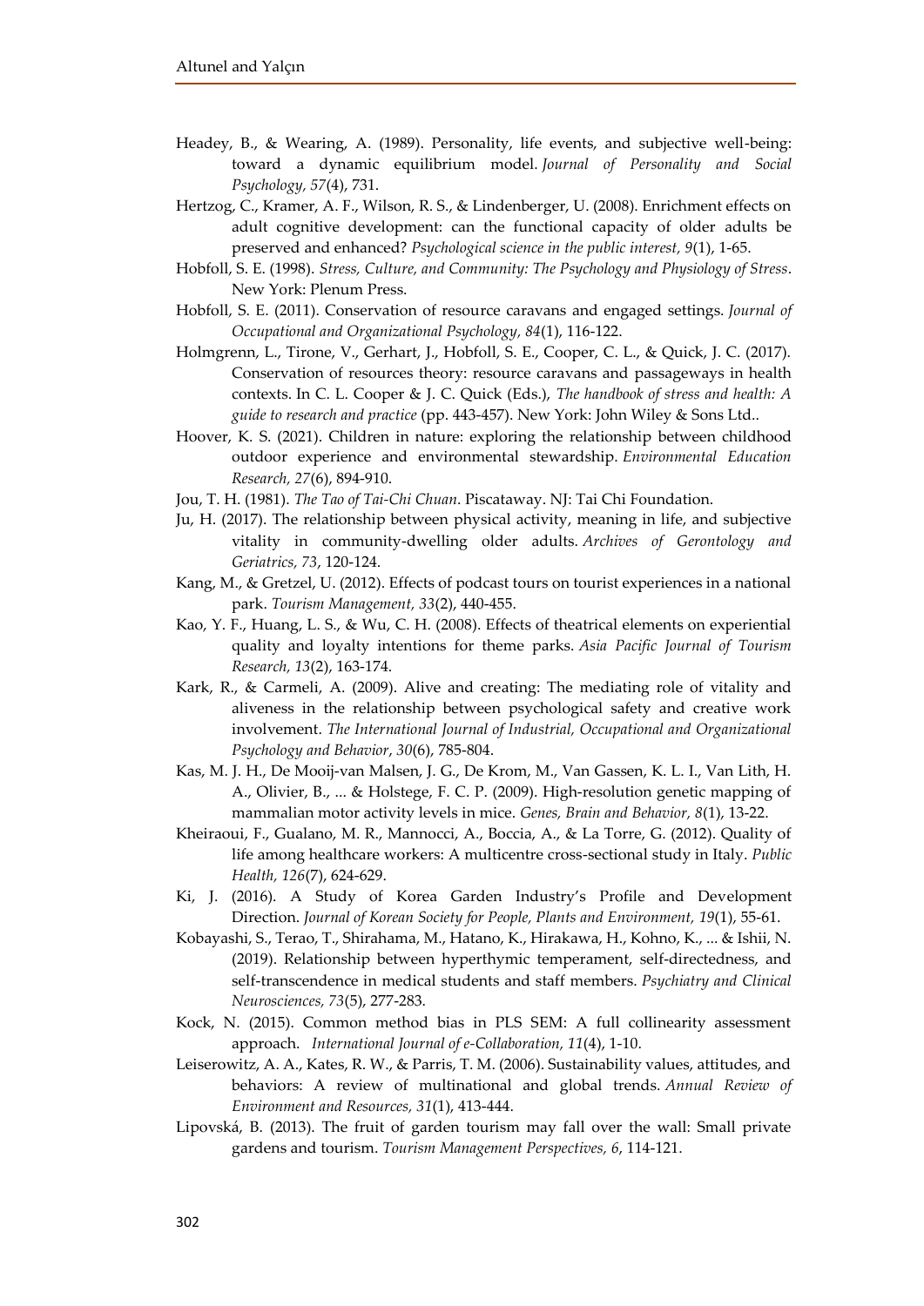Headey, B., & Wearing, A. (1989). Personality, life events, and subjective well-being: toward a dynamic equilibrium model. *Journal of Personality and Social Psychology, 57*(4), 731.

Hertzog, C., Kramer, A. F., Wilson, R. S., & Lindenberger, U. (2008). Enrichment effects on adult cognitive development: can the functional capacity of older adults be preserved and enhanced? *Psychological science in the public interest, 9*(1), 1-65.

Hobfoll, S. E. (1998). *Stress, Culture, and Community: The Psychology and Physiology of Stress*. New York: Plenum Press.

Hobfoll, S. E. (2011). Conservation of resource caravans and engaged settings. *Journal of Occupational and Organizational Psychology, 84*(1), 116-122.

Holmgrenn, L., Tirone, V., Gerhart, J., Hobfoll, S. E., Cooper, C. L., & Quick, J. C. (2017). Conservation of resources theory: resource caravans and passageways in health contexts. In C. L. Cooper & J. C. Quick (Eds.), *The handbook of stress and health: A guide to research and practice* (pp. 443-457). New York: John Wiley & Sons Ltd..

Hoover, K. S. (2021). Children in nature: exploring the relationship between childhood outdoor experience and environmental stewardship. *Environmental Education Research, 27*(6), 894-910.

Jou, T. H. (1981). *The Tao of Tai-Chi Chuan*. Piscataway. NJ: Tai Chi Foundation.

Ju, H. (2017). The relationship between physical activity, meaning in life, and subjective vitality in community-dwelling older adults. *Archives of Gerontology and Geriatrics, 73*, 120-124.

Kang, M., & Gretzel, U. (2012). Effects of podcast tours on tourist experiences in a national park. *Tourism Management, 33*(2), 440-455.

Kao, Y. F., Huang, L. S., & Wu, C. H. (2008). Effects of theatrical elements on experiential quality and loyalty intentions for theme parks. *Asia Pacific Journal of Tourism Research, 13*(2), 163-174.

Kark, R., & Carmeli, A. (2009). Alive and creating: The mediating role of vitality and aliveness in the relationship between psychological safety and creative work involvement. *The International Journal of Industrial, Occupational and Organizational Psychology and Behavior*, *30*(6), 785-804.

Kas, M. J. H., De Mooij-van Malsen, J. G., De Krom, M., Van Gassen, K. L. I., Van Lith, H. A., Olivier, B., ... & Holstege, F. C. P. (2009). High-resolution genetic mapping of mammalian motor activity levels in mice. *Genes, Brain and Behavior, 8*(1), 13-22.

Kheiraoui, F., Gualano, M. R., Mannocci, A., Boccia, A., & La Torre, G. (2012). Quality of life among healthcare workers: A multicentre cross-sectional study in Italy. *Public Health, 126*(7), 624-629.

Ki, J. (2016). A Study of Korea Garden Industry's Profile and Development Direction. *Journal of Korean Society for People, Plants and Environment, 19*(1), 55-61.

Kobayashi, S., Terao, T., Shirahama, M., Hatano, K., Hirakawa, H., Kohno, K., ... & Ishii, N. (2019). Relationship between hyperthymic temperament, self-directedness, and self-transcendence in medical students and staff members. *Psychiatry and Clinical Neurosciences, 73*(5), 277-283.

Kock, N. (2015). Common method bias in PLS SEM: A full collinearity assessment approach. *International Journal of e-Collaboration, 11*(4), 1-10.

Leiserowitz, A. A., Kates, R. W., & Parris, T. M. (2006). Sustainability values, attitudes, and behaviors: A review of multinational and global trends. *Annual Review of Environment and Resources, 31*(1), 413-444.

Lipovská, B. (2013). The fruit of garden tourism may fall over the wall: Small private gardens and tourism. *Tourism Management Perspectives, 6*, 114-121.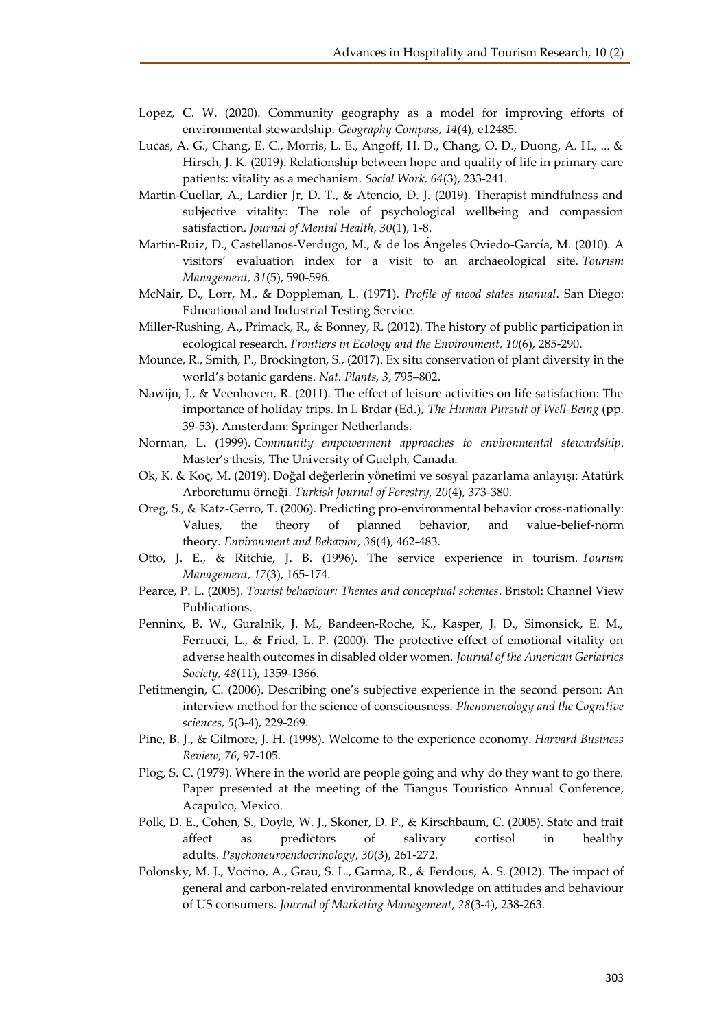Lopez, C. W. (2020). Community geography as a model for improving efforts of environmental stewardship. *Geography Compass, 14*(4), e12485.

Lucas, A. G., Chang, E. C., Morris, L. E., Angoff, H. D., Chang, O. D., Duong, A. H., ... & Hirsch, J. K. (2019). Relationship between hope and quality of life in primary care patients: vitality as a mechanism. *Social Work, 64*(3), 233-241.

Martin-Cuellar, A., Lardier Jr, D. T., & Atencio, D. J. (2019). Therapist mindfulness and subjective vitality: The role of psychological wellbeing and compassion satisfaction. *Journal of Mental Health*, *30*(1), 1-8.

Martin-Ruiz, D., Castellanos-Verdugo, M., & de los Ángeles Oviedo-García, M. (2010). A visitors' evaluation index for a visit to an archaeological site. *Tourism Management, 31*(5), 590-596.

McNair, D., Lorr, M., & Doppleman, L. (1971). *Profile of mood states manual*. San Diego: Educational and Industrial Testing Service.

Miller-Rushing, A., Primack, R., & Bonney, R. (2012). The history of public participation in ecological research. *Frontiers in Ecology and the Environment, 10*(6), 285-290.

Mounce, R., Smith, P., Brockington, S., (2017). Ex situ conservation of plant diversity in the world's botanic gardens. *Nat. Plants, 3*, 795–802.

Nawijn, J., & Veenhoven, R. (2011). The effect of leisure activities on life satisfaction: The importance of holiday trips. In I. Brdar (Ed.), *The Human Pursuit of Well-Being* (pp. 39-53). Amsterdam: Springer Netherlands.

Norman, L. (1999). *Community empowerment approaches to environmental stewardship*. Master's thesis, The University of Guelph, Canada.

Ok, K. & Koç, M. (2019). Doğal değerlerin yönetimi ve sosyal pazarlama anlayışı: Atatürk Arboretumu örneği. *Turkish Journal of Forestry, 20*(4), 373-380.

Oreg, S., & Katz-Gerro, T. (2006). Predicting pro-environmental behavior cross-nationally: Values, the theory of planned behavior, and value-belief-norm theory. *Environment and Behavior, 38*(4), 462-483.

Otto, J. E., & Ritchie, J. B. (1996). The service experience in tourism. *Tourism Management, 17*(3), 165-174.

Pearce, P. L. (2005). *Tourist behaviour: Themes and conceptual schemes*. Bristol: Channel View Publications.

Penninx, B. W., Guralnik, J. M., Bandeen-Roche, K., Kasper, J. D., Simonsick, E. M., Ferrucci, L., & Fried, L. P. (2000). The protective effect of emotional vitality on adverse health outcomes in disabled older women. *Journal of the American Geriatrics Society, 48*(11), 1359-1366.

Petitmengin, C. (2006). Describing one's subjective experience in the second person: An interview method for the science of consciousness. *Phenomenology and the Cognitive sciences, 5*(3-4), 229-269.

Pine, B. J., & Gilmore, J. H. (1998). Welcome to the experience economy. *Harvard Business Review, 76*, 97-105.

Plog, S. C. (1979). Where in the world are people going and why do they want to go there. Paper presented at the meeting of the Tiangus Touristico Annual Conference, Acapulco, Mexico.

Polk, D. E., Cohen, S., Doyle, W. J., Skoner, D. P., & Kirschbaum, C. (2005). State and trait affect as predictors of salivary cortisol in healthy adults. *Psychoneuroendocrinology, 30*(3), 261-272.

Polonsky, M. J., Vocino, A., Grau, S. L., Garma, R., & Ferdous, A. S. (2012). The impact of general and carbon-related environmental knowledge on attitudes and behaviour of US consumers. *Journal of Marketing Management, 28*(3-4), 238-263.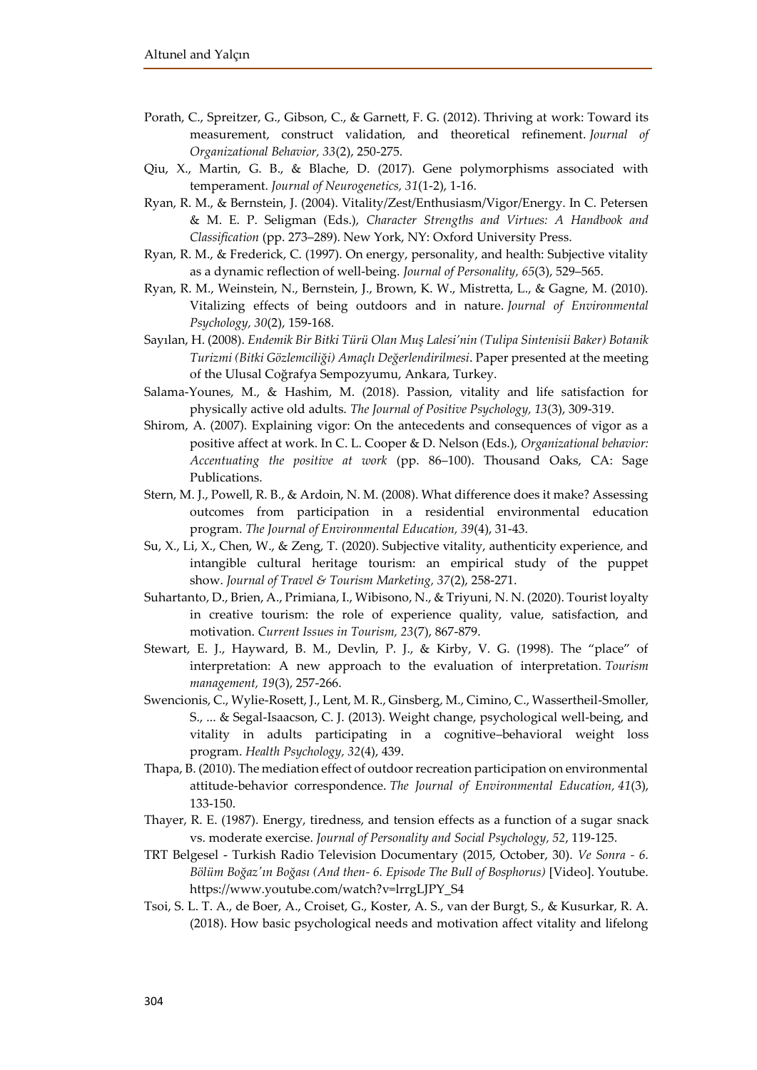Porath, C., Spreitzer, G., Gibson, C., & Garnett, F. G. (2012). Thriving at work: Toward its measurement, construct validation, and theoretical refinement. *Journal of Organizational Behavior, 33*(2), 250-275.

Qiu, X., Martin, G. B., & Blache, D. (2017). Gene polymorphisms associated with temperament. *Journal of Neurogenetics, 31*(1-2), 1-16.

Ryan, R. M., & Bernstein, J. (2004). Vitality/Zest/Enthusiasm/Vigor/Energy. In C. Petersen & M. E. P. Seligman (Eds.), *Character Strengths and Virtues: A Handbook and Classification* (pp. 273–289). New York, NY: Oxford University Press.

Ryan, R. M., & Frederick, C. (1997). On energy, personality, and health: Subjective vitality as a dynamic reflection of well-being. *Journal of Personality, 65*(3), 529–565.

Ryan, R. M., Weinstein, N., Bernstein, J., Brown, K. W., Mistretta, L., & Gagne, M. (2010). Vitalizing effects of being outdoors and in nature. *Journal of Environmental Psychology, 30*(2), 159-168.

Sayılan, H. (2008). *Endemik Bir Bitki Türü Olan Muş Lalesi'nin (Tulipa Sintenisii Baker) Botanik Turizmi (Bitki Gözlemciliği) Amaçlı Değerlendirilmesi*. Paper presented at the meeting of the Ulusal Coğrafya Sempozyumu, Ankara, Turkey.

Salama-Younes, M., & Hashim, M. (2018). Passion, vitality and life satisfaction for physically active old adults. *The Journal of Positive Psychology, 13*(3), 309-319.

Shirom, A. (2007). Explaining vigor: On the antecedents and consequences of vigor as a positive affect at work. In C. L. Cooper & D. Nelson (Eds.), *Organizational behavior: Accentuating the positive at work* (pp. 86–100). Thousand Oaks, CA: Sage Publications.

Stern, M. J., Powell, R. B., & Ardoin, N. M. (2008). What difference does it make? Assessing outcomes from participation in a residential environmental education program. *The Journal of Environmental Education, 39*(4), 31-43.

Su, X., Li, X., Chen, W., & Zeng, T. (2020). Subjective vitality, authenticity experience, and intangible cultural heritage tourism: an empirical study of the puppet show. *Journal of Travel & Tourism Marketing, 37*(2), 258-271.

Suhartanto, D., Brien, A., Primiana, I., Wibisono, N., & Triyuni, N. N. (2020). Tourist loyalty in creative tourism: the role of experience quality, value, satisfaction, and motivation. *Current Issues in Tourism, 23*(7), 867-879.

Stewart, E. J., Hayward, B. M., Devlin, P. J., & Kirby, V. G. (1998). The "place" of interpretation: A new approach to the evaluation of interpretation. *Tourism management, 19*(3), 257-266.

Swencionis, C., Wylie-Rosett, J., Lent, M. R., Ginsberg, M., Cimino, C., Wassertheil-Smoller, S., ... & Segal-Isaacson, C. J. (2013). Weight change, psychological well-being, and vitality in adults participating in a cognitive–behavioral weight loss program. *Health Psychology, 32*(4), 439.

Thapa, B. (2010). The mediation effect of outdoor recreation participation on environmental attitude-behavior correspondence. *The Journal of Environmental Education, 41*(3), 133-150.

Thayer, R. E. (1987). Energy, tiredness, and tension effects as a function of a sugar snack vs. moderate exercise. *Journal of Personality and Social Psychology, 52*, 119-125.

TRT Belgesel - Turkish Radio Television Documentary (2015, October, 30). *Ve Sonra - 6. Bölüm Boğaz'ın Boğası (And then- 6. Episode The Bull of Bosphorus)* [Video]. Youtube. https://www.youtube.com/watch?v=lrrgLJPY_S4

Tsoi, S. L. T. A., de Boer, A., Croiset, G., Koster, A. S., van der Burgt, S., & Kusurkar, R. A. (2018). How basic psychological needs and motivation affect vitality and lifelong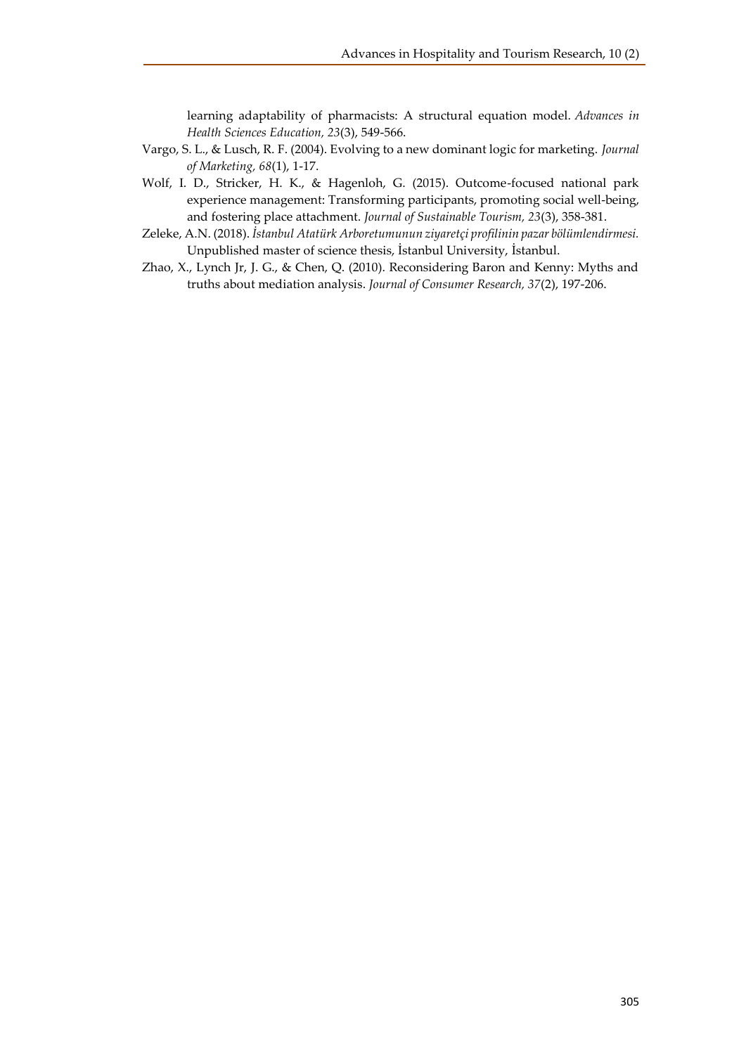learning adaptability of pharmacists: A structural equation model. *Advances in Health Sciences Education, 23*(3), 549-566.

Vargo, S. L., & Lusch, R. F. (2004). Evolving to a new dominant logic for marketing. *Journal of Marketing, 68*(1), 1-17.

Wolf, I. D., Stricker, H. K., & Hagenloh, G. (2015). Outcome-focused national park experience management: Transforming participants, promoting social well-being, and fostering place attachment. *Journal of Sustainable Tourism, 23*(3), 358-381.

Zeleke, A.N. (2018). *İstanbul Atatürk Arboretumunun ziyaretçi profilinin pazar bölümlendirmesi.* Unpublished master of science thesis, İstanbul University, İstanbul.

Zhao, X., Lynch Jr, J. G., & Chen, Q. (2010). Reconsidering Baron and Kenny: Myths and truths about mediation analysis. *Journal of Consumer Research, 37*(2), 197-206.